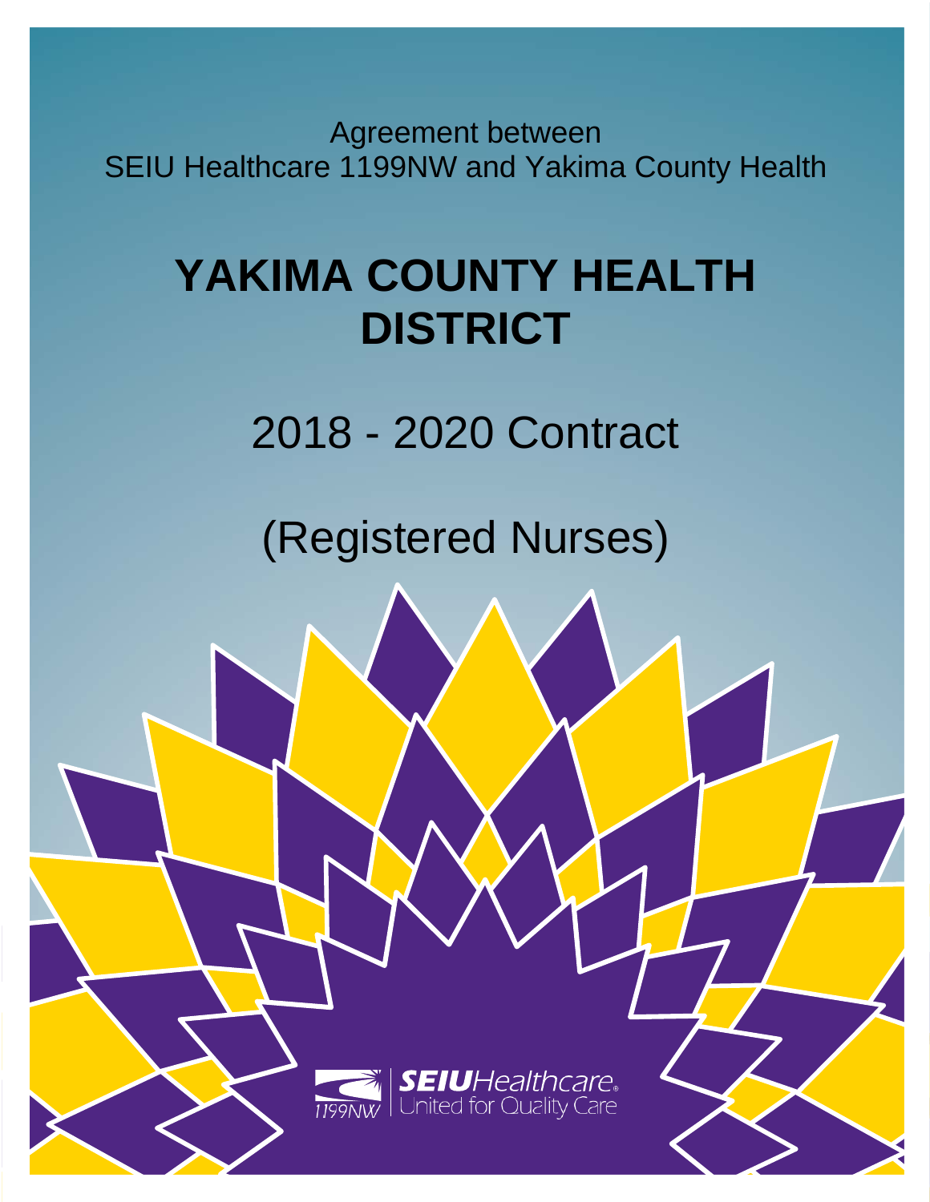Agreement between
SEIU Healthcare 1199NW and Yakima County Health

# YAKIMA COUNTY HEALTH DISTRICT

## 2018 - 2020 Contract

## (Registered Nurses)

1199NW SEIUHealthcare. United for Quality Care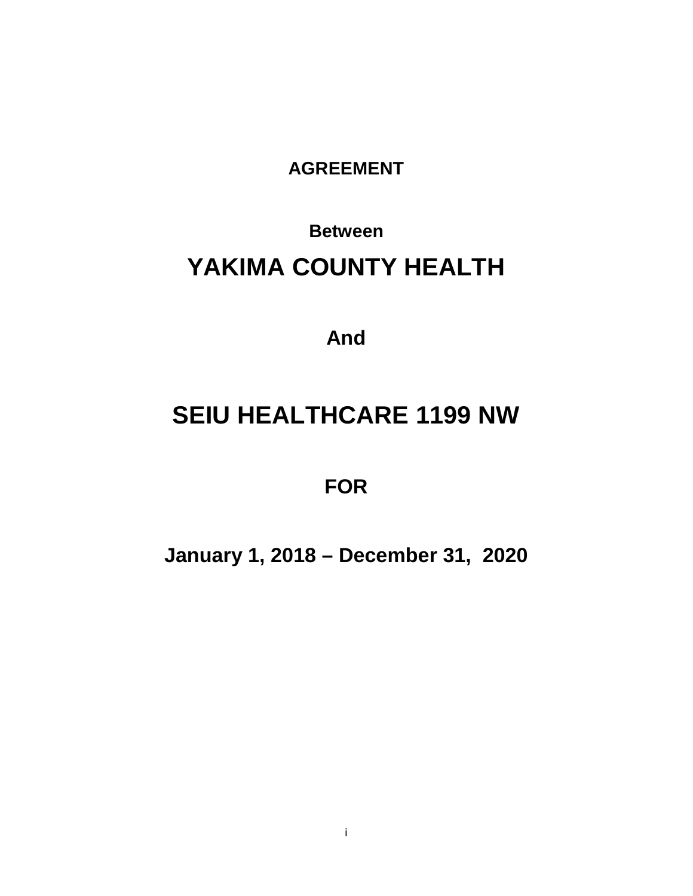**AGREEMENT**

**Between**

# YAKIMA COUNTY HEALTH

**And**

# SEIU HEALTHCARE 1199 NW

**FOR**

**January 1, 2018 – December 31, 2020**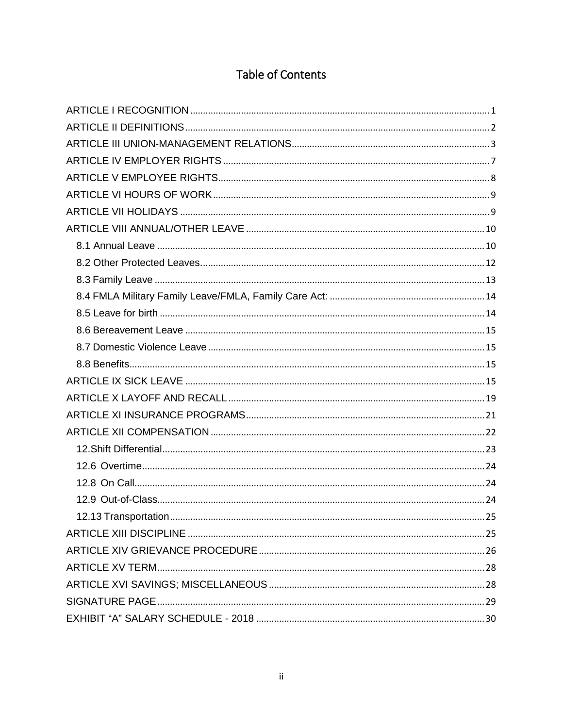# Table of Contents

ARTICLE I RECOGNITION ..... 1
ARTICLE II DEFINITIONS ..... 2
ARTICLE III UNION-MANAGEMENT RELATIONS ..... 3
ARTICLE IV EMPLOYER RIGHTS ..... 7
ARTICLE V EMPLOYEE RIGHTS ..... 8
ARTICLE VI HOURS OF WORK ..... 9
ARTICLE VII HOLIDAYS ..... 9
ARTICLE VIII ANNUAL/OTHER LEAVE ..... 10
- 8.1 Annual Leave ..... 10
- 8.2 Other Protected Leaves ..... 12
- 8.3 Family Leave ..... 13
- 8.4 FMLA Military Family Leave/FMLA, Family Care Act: ..... 14
- 8.5 Leave for birth ..... 14
- 8.6 Bereavement Leave ..... 15
- 8.7 Domestic Violence Leave ..... 15
- 8.8 Benefits ..... 15

ARTICLE IX SICK LEAVE ..... 15
ARTICLE X LAYOFF AND RECALL ..... 19
ARTICLE XI INSURANCE PROGRAMS ..... 21
ARTICLE XII COMPENSATION ..... 22
- 12.Shift Differential ..... 23
- 12.6 Overtime ..... 24
- 12.8 On Call ..... 24
- 12.9 Out-of-Class ..... 24
- 12.13 Transportation ..... 25

ARTICLE XIII DISCIPLINE ..... 25
ARTICLE XIV GRIEVANCE PROCEDURE ..... 26
ARTICLE XV TERM ..... 28
ARTICLE XVI SAVINGS; MISCELLANEOUS ..... 28
SIGNATURE PAGE ..... 29
EXHIBIT "A" SALARY SCHEDULE - 2018 ..... 30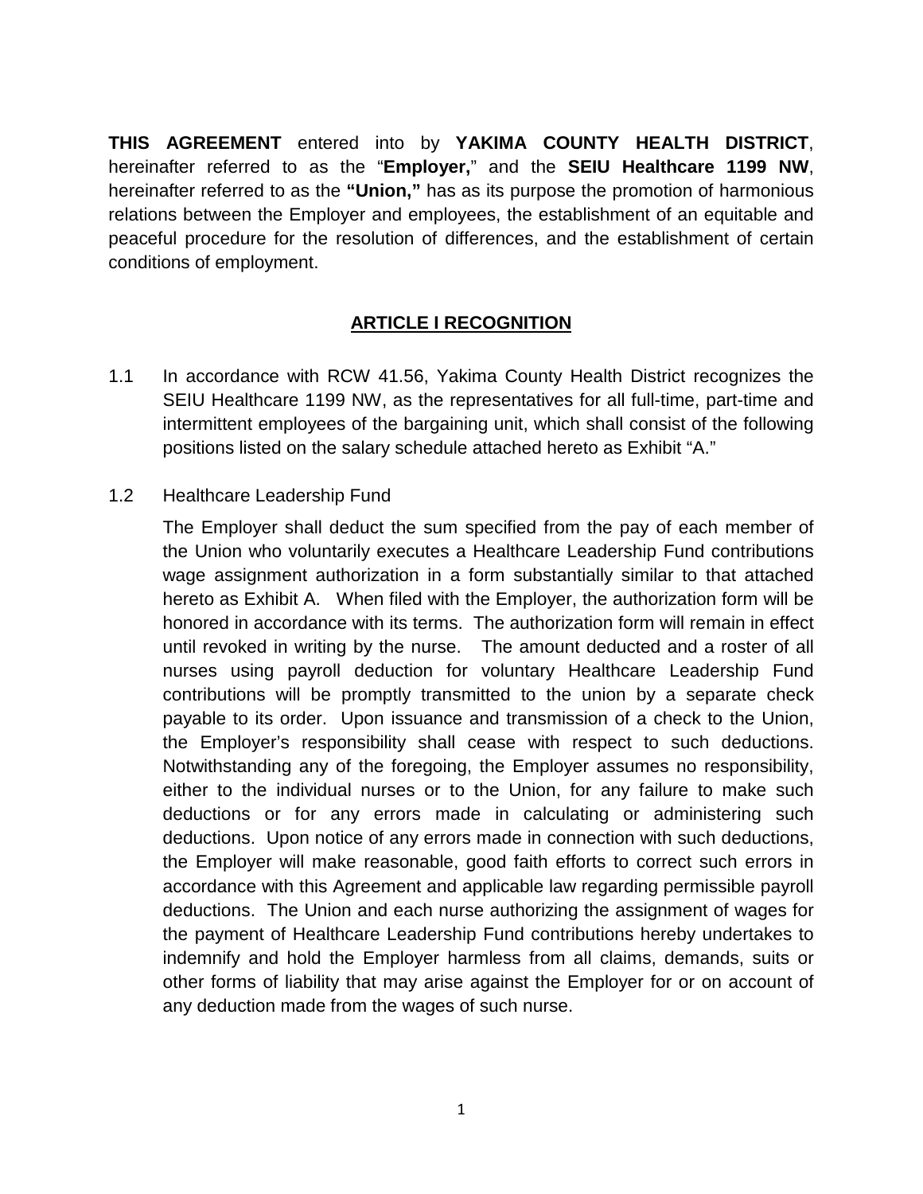**THIS AGREEMENT** entered into by **YAKIMA COUNTY HEALTH DISTRICT**, hereinafter referred to as the "**Employer,**" and the **SEIU Healthcare 1199 NW**, hereinafter referred to as the **"Union,"** has as its purpose the promotion of harmonious relations between the Employer and employees, the establishment of an equitable and peaceful procedure for the resolution of differences, and the establishment of certain conditions of employment.

## ARTICLE I RECOGNITION

1.1 In accordance with RCW 41.56, Yakima County Health District recognizes the SEIU Healthcare 1199 NW, as the representatives for all full-time, part-time and intermittent employees of the bargaining unit, which shall consist of the following positions listed on the salary schedule attached hereto as Exhibit "A."

1.2 Healthcare Leadership Fund

The Employer shall deduct the sum specified from the pay of each member of the Union who voluntarily executes a Healthcare Leadership Fund contributions wage assignment authorization in a form substantially similar to that attached hereto as Exhibit A. When filed with the Employer, the authorization form will be honored in accordance with its terms. The authorization form will remain in effect until revoked in writing by the nurse. The amount deducted and a roster of all nurses using payroll deduction for voluntary Healthcare Leadership Fund contributions will be promptly transmitted to the union by a separate check payable to its order. Upon issuance and transmission of a check to the Union, the Employer's responsibility shall cease with respect to such deductions. Notwithstanding any of the foregoing, the Employer assumes no responsibility, either to the individual nurses or to the Union, for any failure to make such deductions or for any errors made in calculating or administering such deductions. Upon notice of any errors made in connection with such deductions, the Employer will make reasonable, good faith efforts to correct such errors in accordance with this Agreement and applicable law regarding permissible payroll deductions. The Union and each nurse authorizing the assignment of wages for the payment of Healthcare Leadership Fund contributions hereby undertakes to indemnify and hold the Employer harmless from all claims, demands, suits or other forms of liability that may arise against the Employer for or on account of any deduction made from the wages of such nurse.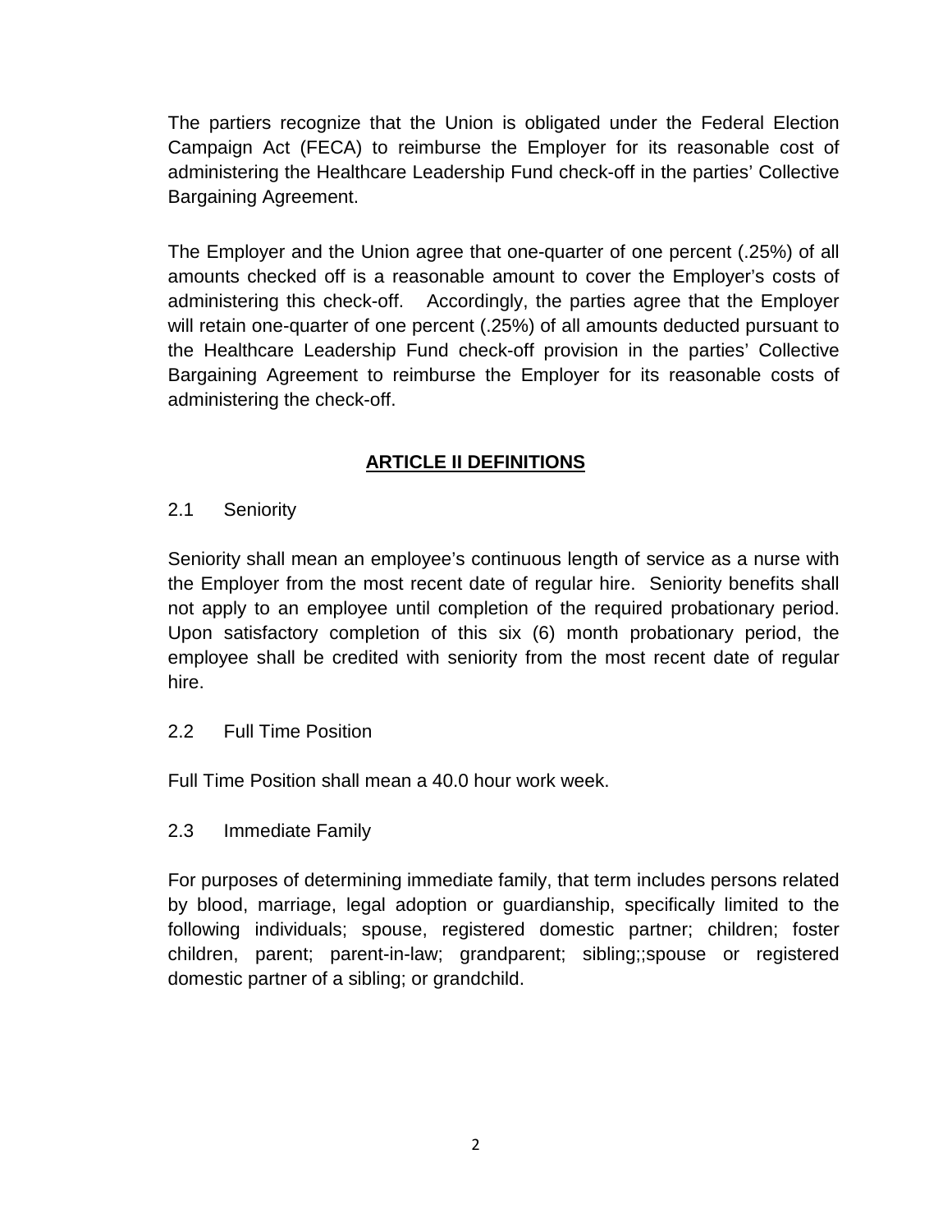The partiers recognize that the Union is obligated under the Federal Election Campaign Act (FECA) to reimburse the Employer for its reasonable cost of administering the Healthcare Leadership Fund check-off in the parties' Collective Bargaining Agreement.

The Employer and the Union agree that one-quarter of one percent (.25%) of all amounts checked off is a reasonable amount to cover the Employer's costs of administering this check-off. Accordingly, the parties agree that the Employer will retain one-quarter of one percent (.25%) of all amounts deducted pursuant to the Healthcare Leadership Fund check-off provision in the parties' Collective Bargaining Agreement to reimburse the Employer for its reasonable costs of administering the check-off.

## ARTICLE II DEFINITIONS

2.1 Seniority

Seniority shall mean an employee's continuous length of service as a nurse with the Employer from the most recent date of regular hire. Seniority benefits shall not apply to an employee until completion of the required probationary period. Upon satisfactory completion of this six (6) month probationary period, the employee shall be credited with seniority from the most recent date of regular hire.

2.2 Full Time Position

Full Time Position shall mean a 40.0 hour work week.

2.3 Immediate Family

For purposes of determining immediate family, that term includes persons related by blood, marriage, legal adoption or guardianship, specifically limited to the following individuals; spouse, registered domestic partner; children; foster children, parent; parent-in-law; grandparent; sibling;;spouse or registered domestic partner of a sibling; or grandchild.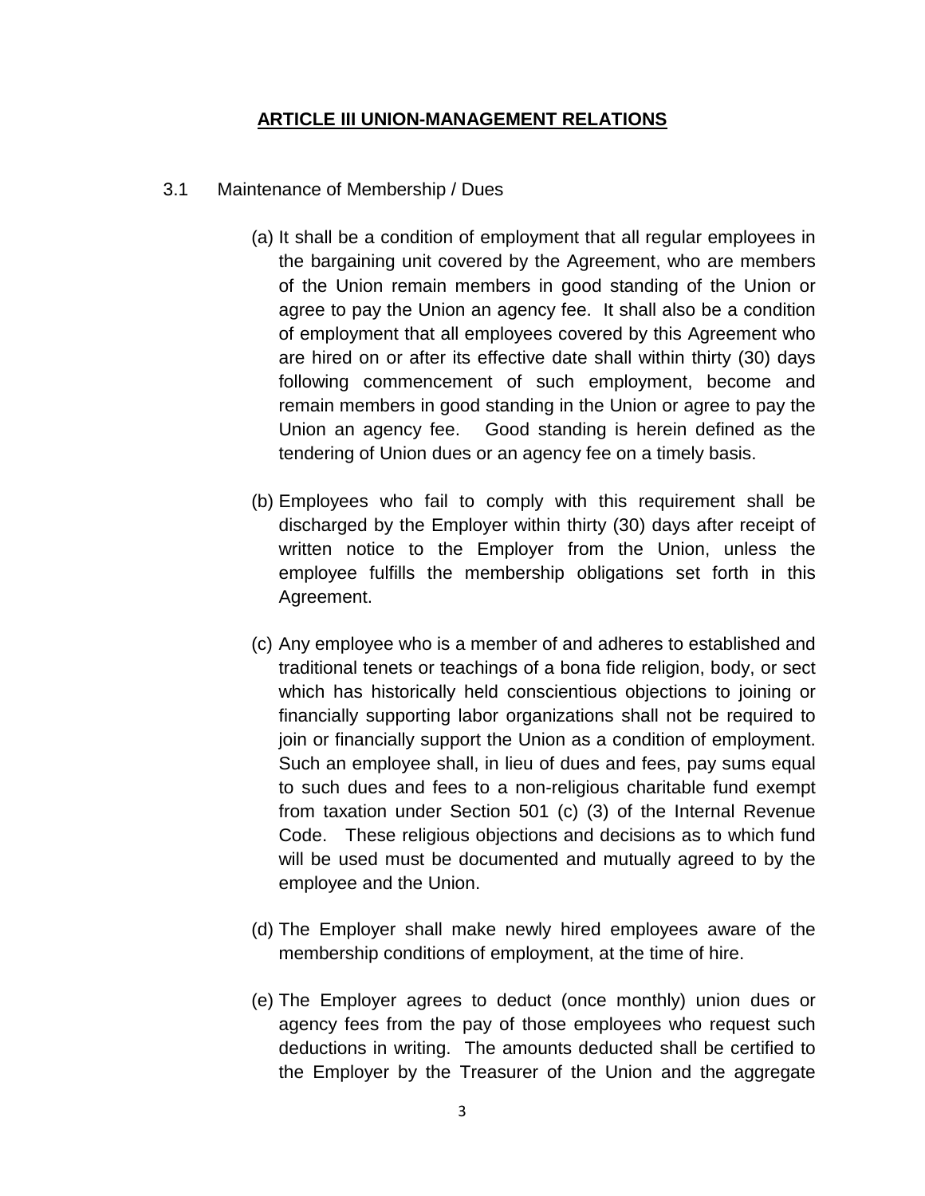## ARTICLE III UNION-MANAGEMENT RELATIONS

3.1 Maintenance of Membership / Dues

(a) It shall be a condition of employment that all regular employees in the bargaining unit covered by the Agreement, who are members of the Union remain members in good standing of the Union or agree to pay the Union an agency fee. It shall also be a condition of employment that all employees covered by this Agreement who are hired on or after its effective date shall within thirty (30) days following commencement of such employment, become and remain members in good standing in the Union or agree to pay the Union an agency fee. Good standing is herein defined as the tendering of Union dues or an agency fee on a timely basis.

(b) Employees who fail to comply with this requirement shall be discharged by the Employer within thirty (30) days after receipt of written notice to the Employer from the Union, unless the employee fulfills the membership obligations set forth in this Agreement.

(c) Any employee who is a member of and adheres to established and traditional tenets or teachings of a bona fide religion, body, or sect which has historically held conscientious objections to joining or financially supporting labor organizations shall not be required to join or financially support the Union as a condition of employment. Such an employee shall, in lieu of dues and fees, pay sums equal to such dues and fees to a non-religious charitable fund exempt from taxation under Section 501 (c) (3) of the Internal Revenue Code. These religious objections and decisions as to which fund will be used must be documented and mutually agreed to by the employee and the Union.

(d) The Employer shall make newly hired employees aware of the membership conditions of employment, at the time of hire.

(e) The Employer agrees to deduct (once monthly) union dues or agency fees from the pay of those employees who request such deductions in writing. The amounts deducted shall be certified to the Employer by the Treasurer of the Union and the aggregate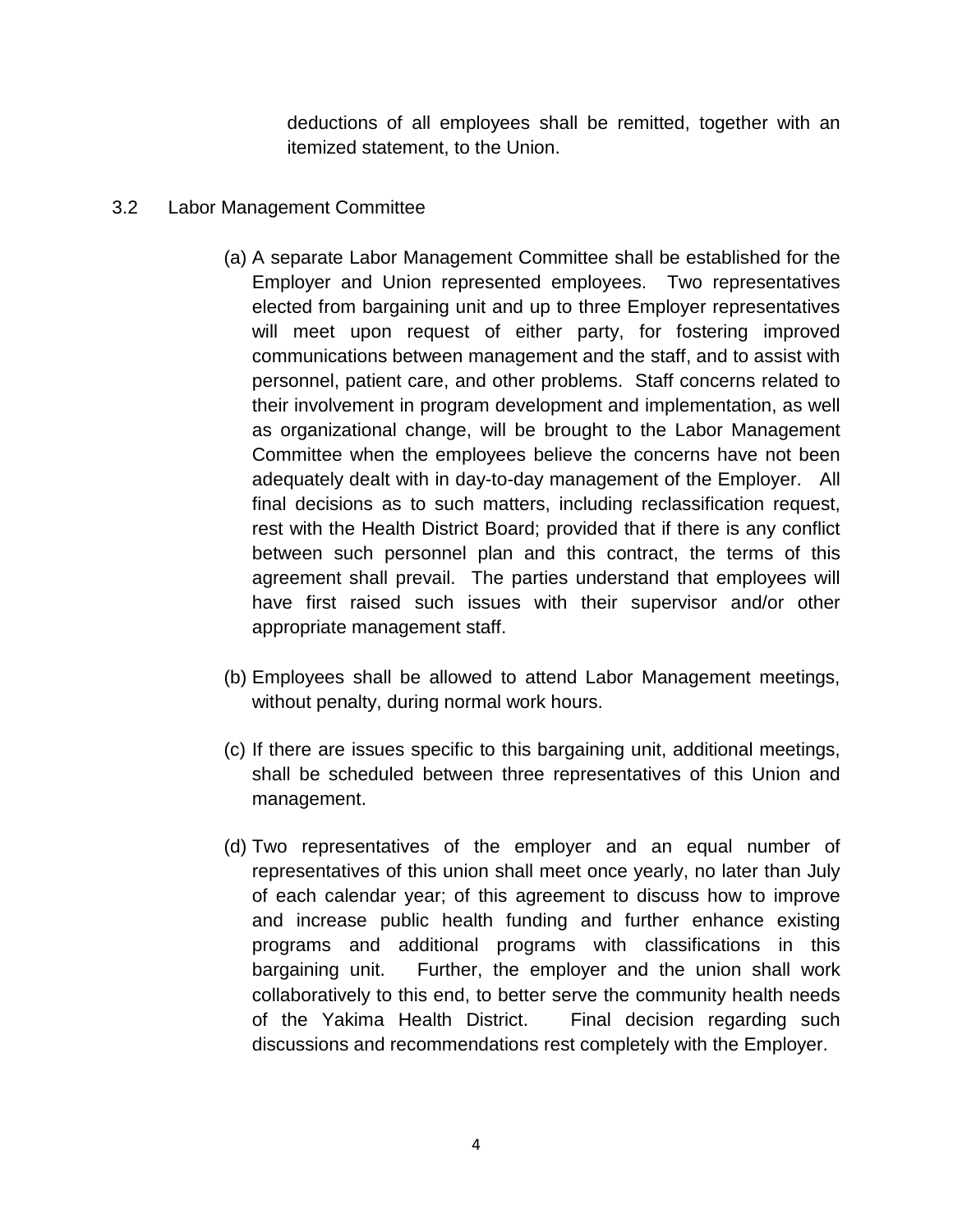deductions of all employees shall be remitted, together with an itemized statement, to the Union.

3.2 Labor Management Committee

(a) A separate Labor Management Committee shall be established for the Employer and Union represented employees. Two representatives elected from bargaining unit and up to three Employer representatives will meet upon request of either party, for fostering improved communications between management and the staff, and to assist with personnel, patient care, and other problems. Staff concerns related to their involvement in program development and implementation, as well as organizational change, will be brought to the Labor Management Committee when the employees believe the concerns have not been adequately dealt with in day-to-day management of the Employer. All final decisions as to such matters, including reclassification request, rest with the Health District Board; provided that if there is any conflict between such personnel plan and this contract, the terms of this agreement shall prevail. The parties understand that employees will have first raised such issues with their supervisor and/or other appropriate management staff.

(b) Employees shall be allowed to attend Labor Management meetings, without penalty, during normal work hours.

(c) If there are issues specific to this bargaining unit, additional meetings, shall be scheduled between three representatives of this Union and management.

(d) Two representatives of the employer and an equal number of representatives of this union shall meet once yearly, no later than July of each calendar year; of this agreement to discuss how to improve and increase public health funding and further enhance existing programs and additional programs with classifications in this bargaining unit. Further, the employer and the union shall work collaboratively to this end, to better serve the community health needs of the Yakima Health District. Final decision regarding such discussions and recommendations rest completely with the Employer.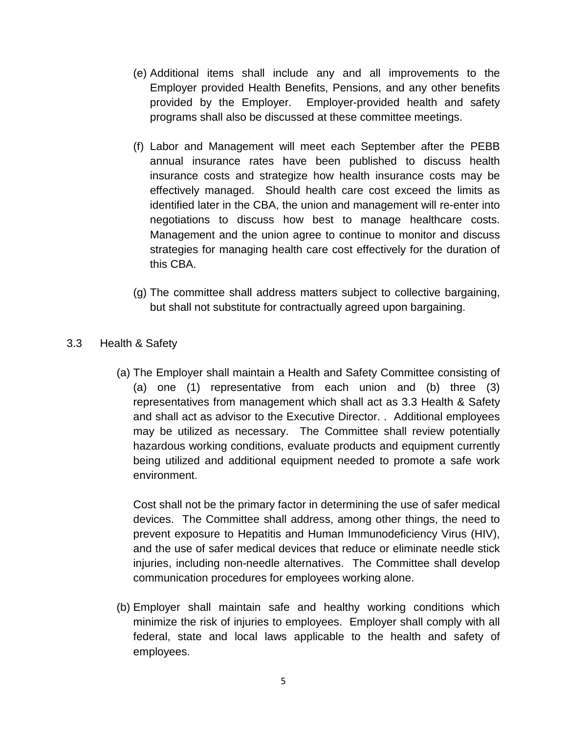(e) Additional items shall include any and all improvements to the Employer provided Health Benefits, Pensions, and any other benefits provided by the Employer. Employer-provided health and safety programs shall also be discussed at these committee meetings.

(f) Labor and Management will meet each September after the PEBB annual insurance rates have been published to discuss health insurance costs and strategize how health insurance costs may be effectively managed. Should health care cost exceed the limits as identified later in the CBA, the union and management will re-enter into negotiations to discuss how best to manage healthcare costs. Management and the union agree to continue to monitor and discuss strategies for managing health care cost effectively for the duration of this CBA.

(g) The committee shall address matters subject to collective bargaining, but shall not substitute for contractually agreed upon bargaining.

## 3.3 Health & Safety

(a) The Employer shall maintain a Health and Safety Committee consisting of (a) one (1) representative from each union and (b) three (3) representatives from management which shall act as 3.3 Health & Safety and shall act as advisor to the Executive Director. . Additional employees may be utilized as necessary. The Committee shall review potentially hazardous working conditions, evaluate products and equipment currently being utilized and additional equipment needed to promote a safe work environment.

Cost shall not be the primary factor in determining the use of safer medical devices. The Committee shall address, among other things, the need to prevent exposure to Hepatitis and Human Immunodeficiency Virus (HIV), and the use of safer medical devices that reduce or eliminate needle stick injuries, including non-needle alternatives. The Committee shall develop communication procedures for employees working alone.

(b) Employer shall maintain safe and healthy working conditions which minimize the risk of injuries to employees. Employer shall comply with all federal, state and local laws applicable to the health and safety of employees.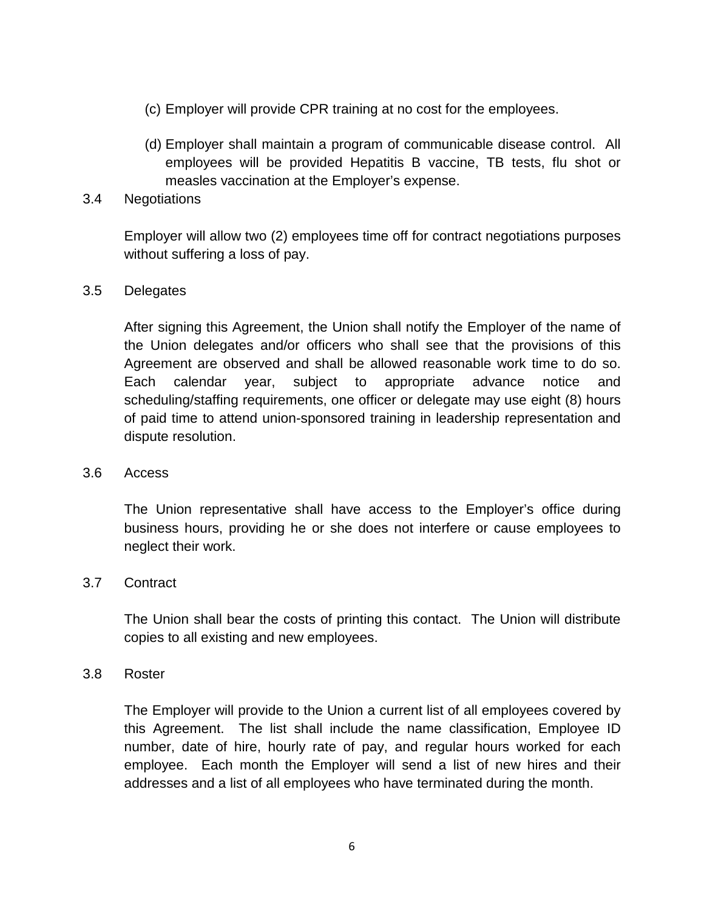(c) Employer will provide CPR training at no cost for the employees.

(d) Employer shall maintain a program of communicable disease control. All employees will be provided Hepatitis B vaccine, TB tests, flu shot or measles vaccination at the Employer's expense.

3.4 Negotiations

Employer will allow two (2) employees time off for contract negotiations purposes without suffering a loss of pay.

3.5 Delegates

After signing this Agreement, the Union shall notify the Employer of the name of the Union delegates and/or officers who shall see that the provisions of this Agreement are observed and shall be allowed reasonable work time to do so. Each calendar year, subject to appropriate advance notice and scheduling/staffing requirements, one officer or delegate may use eight (8) hours of paid time to attend union-sponsored training in leadership representation and dispute resolution.

3.6 Access

The Union representative shall have access to the Employer's office during business hours, providing he or she does not interfere or cause employees to neglect their work.

3.7 Contract

The Union shall bear the costs of printing this contact. The Union will distribute copies to all existing and new employees.

3.8 Roster

The Employer will provide to the Union a current list of all employees covered by this Agreement. The list shall include the name classification, Employee ID number, date of hire, hourly rate of pay, and regular hours worked for each employee. Each month the Employer will send a list of new hires and their addresses and a list of all employees who have terminated during the month.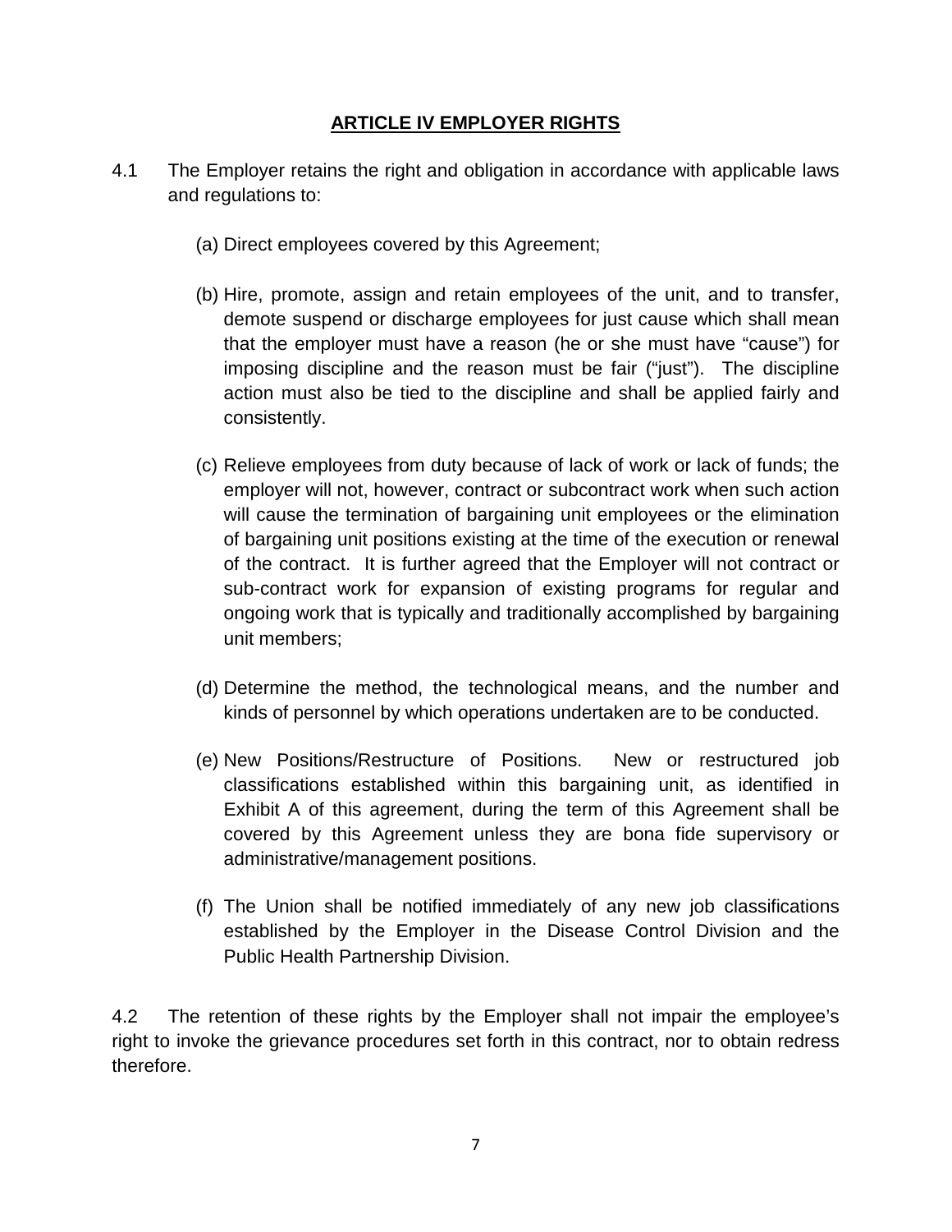## ARTICLE IV EMPLOYER RIGHTS

4.1 The Employer retains the right and obligation in accordance with applicable laws and regulations to:

(a) Direct employees covered by this Agreement;

(b) Hire, promote, assign and retain employees of the unit, and to transfer, demote suspend or discharge employees for just cause which shall mean that the employer must have a reason (he or she must have "cause") for imposing discipline and the reason must be fair ("just"). The discipline action must also be tied to the discipline and shall be applied fairly and consistently.

(c) Relieve employees from duty because of lack of work or lack of funds; the employer will not, however, contract or subcontract work when such action will cause the termination of bargaining unit employees or the elimination of bargaining unit positions existing at the time of the execution or renewal of the contract. It is further agreed that the Employer will not contract or sub-contract work for expansion of existing programs for regular and ongoing work that is typically and traditionally accomplished by bargaining unit members;

(d) Determine the method, the technological means, and the number and kinds of personnel by which operations undertaken are to be conducted.

(e) New Positions/Restructure of Positions. New or restructured job classifications established within this bargaining unit, as identified in Exhibit A of this agreement, during the term of this Agreement shall be covered by this Agreement unless they are bona fide supervisory or administrative/management positions.

(f) The Union shall be notified immediately of any new job classifications established by the Employer in the Disease Control Division and the Public Health Partnership Division.

4.2 The retention of these rights by the Employer shall not impair the employee's right to invoke the grievance procedures set forth in this contract, nor to obtain redress therefore.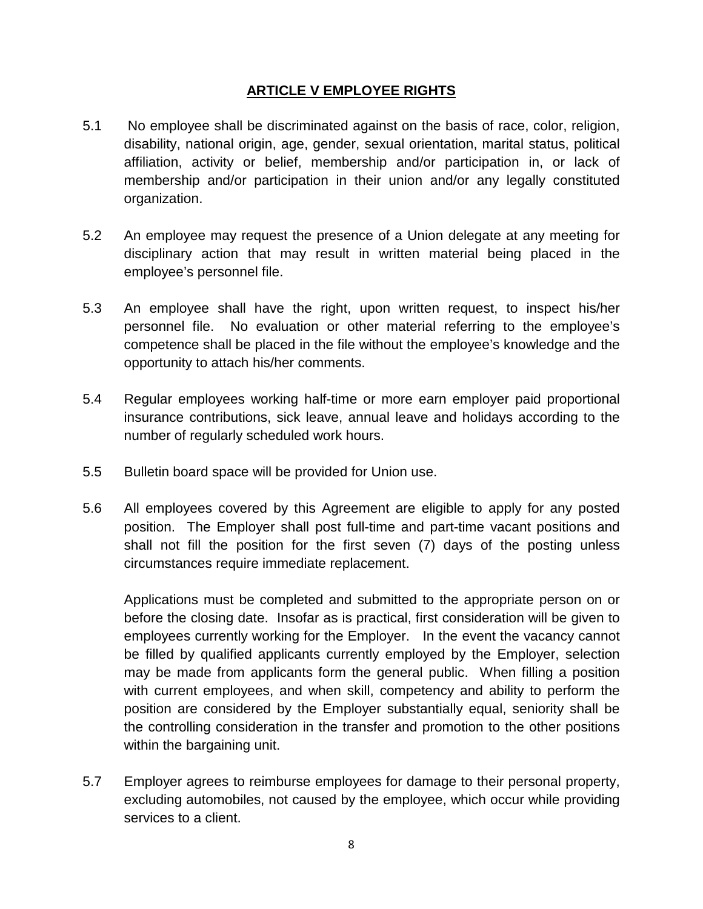## ARTICLE V EMPLOYEE RIGHTS

5.1 No employee shall be discriminated against on the basis of race, color, religion, disability, national origin, age, gender, sexual orientation, marital status, political affiliation, activity or belief, membership and/or participation in, or lack of membership and/or participation in their union and/or any legally constituted organization.

5.2 An employee may request the presence of a Union delegate at any meeting for disciplinary action that may result in written material being placed in the employee's personnel file.

5.3 An employee shall have the right, upon written request, to inspect his/her personnel file. No evaluation or other material referring to the employee's competence shall be placed in the file without the employee's knowledge and the opportunity to attach his/her comments.

5.4 Regular employees working half-time or more earn employer paid proportional insurance contributions, sick leave, annual leave and holidays according to the number of regularly scheduled work hours.

5.5 Bulletin board space will be provided for Union use.

5.6 All employees covered by this Agreement are eligible to apply for any posted position. The Employer shall post full-time and part-time vacant positions and shall not fill the position for the first seven (7) days of the posting unless circumstances require immediate replacement.

Applications must be completed and submitted to the appropriate person on or before the closing date. Insofar as is practical, first consideration will be given to employees currently working for the Employer. In the event the vacancy cannot be filled by qualified applicants currently employed by the Employer, selection may be made from applicants form the general public. When filling a position with current employees, and when skill, competency and ability to perform the position are considered by the Employer substantially equal, seniority shall be the controlling consideration in the transfer and promotion to the other positions within the bargaining unit.

5.7 Employer agrees to reimburse employees for damage to their personal property, excluding automobiles, not caused by the employee, which occur while providing services to a client.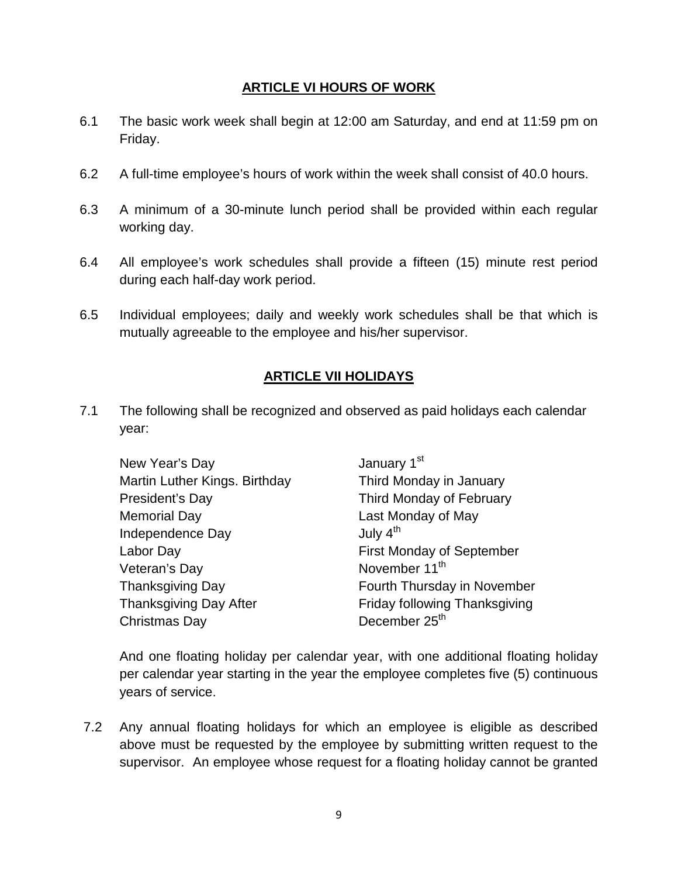## ARTICLE VI HOURS OF WORK

6.1 The basic work week shall begin at 12:00 am Saturday, and end at 11:59 pm on Friday.

6.2 A full-time employee's hours of work within the week shall consist of 40.0 hours.

6.3 A minimum of a 30-minute lunch period shall be provided within each regular working day.

6.4 All employee's work schedules shall provide a fifteen (15) minute rest period during each half-day work period.

6.5 Individual employees; daily and weekly work schedules shall be that which is mutually agreeable to the employee and his/her supervisor.

## ARTICLE VII HOLIDAYS

7.1 The following shall be recognized and observed as paid holidays each calendar year:

| | |
|---|---|
| New Year's Day | January 1st |
| Martin Luther Kings. Birthday | Third Monday in January |
| President's Day | Third Monday of February |
| Memorial Day | Last Monday of May |
| Independence Day | July 4th |
| Labor Day | First Monday of September |
| Veteran's Day | November 11th |
| Thanksgiving Day | Fourth Thursday in November |
| Thanksgiving Day After | Friday following Thanksgiving |
| Christmas Day | December 25th |

And one floating holiday per calendar year, with one additional floating holiday per calendar year starting in the year the employee completes five (5) continuous years of service.

7.2 Any annual floating holidays for which an employee is eligible as described above must be requested by the employee by submitting written request to the supervisor. An employee whose request for a floating holiday cannot be granted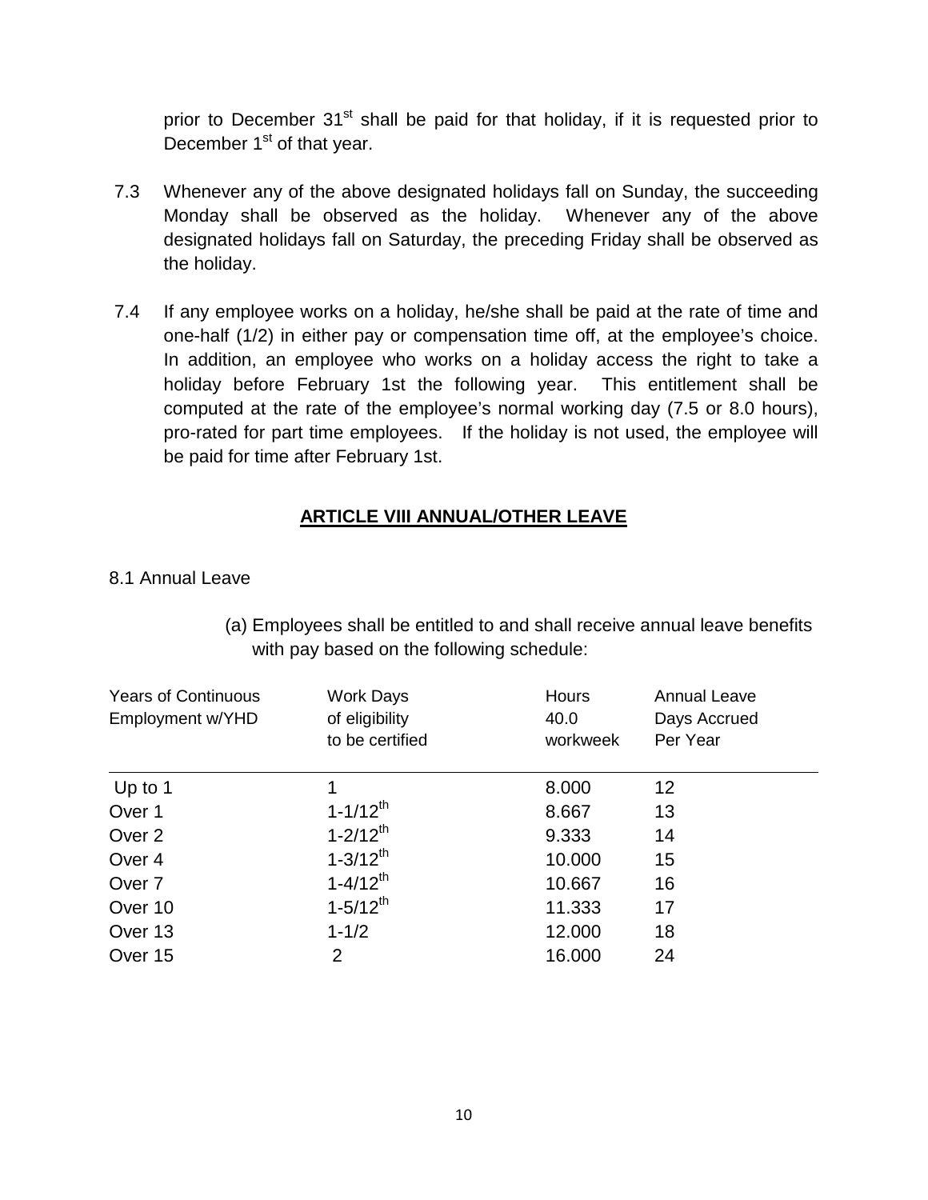prior to December 31st shall be paid for that holiday, if it is requested prior to December 1st of that year.

7.3 Whenever any of the above designated holidays fall on Sunday, the succeeding Monday shall be observed as the holiday. Whenever any of the above designated holidays fall on Saturday, the preceding Friday shall be observed as the holiday.

7.4 If any employee works on a holiday, he/she shall be paid at the rate of time and one-half (1/2) in either pay or compensation time off, at the employee's choice. In addition, an employee who works on a holiday access the right to take a holiday before February 1st the following year. This entitlement shall be computed at the rate of the employee's normal working day (7.5 or 8.0 hours), pro-rated for part time employees. If the holiday is not used, the employee will be paid for time after February 1st.

## ARTICLE VIII ANNUAL/OTHER LEAVE

8.1 Annual Leave

(a) Employees shall be entitled to and shall receive annual leave benefits with pay based on the following schedule:

| Years of Continuous Employment w/YHD | Work Days of eligibility to be certified | Hours 40.0 workweek | Annual Leave Days Accrued Per Year |
|---|---|---|---|
| Up to 1 | 1 | 8.000 | 12 |
| Over 1 | 1-1/12th | 8.667 | 13 |
| Over 2 | 1-2/12th | 9.333 | 14 |
| Over 4 | 1-3/12th | 10.000 | 15 |
| Over 7 | 1-4/12th | 10.667 | 16 |
| Over 10 | 1-5/12th | 11.333 | 17 |
| Over 13 | 1-1/2 | 12.000 | 18 |
| Over 15 | 2 | 16.000 | 24 |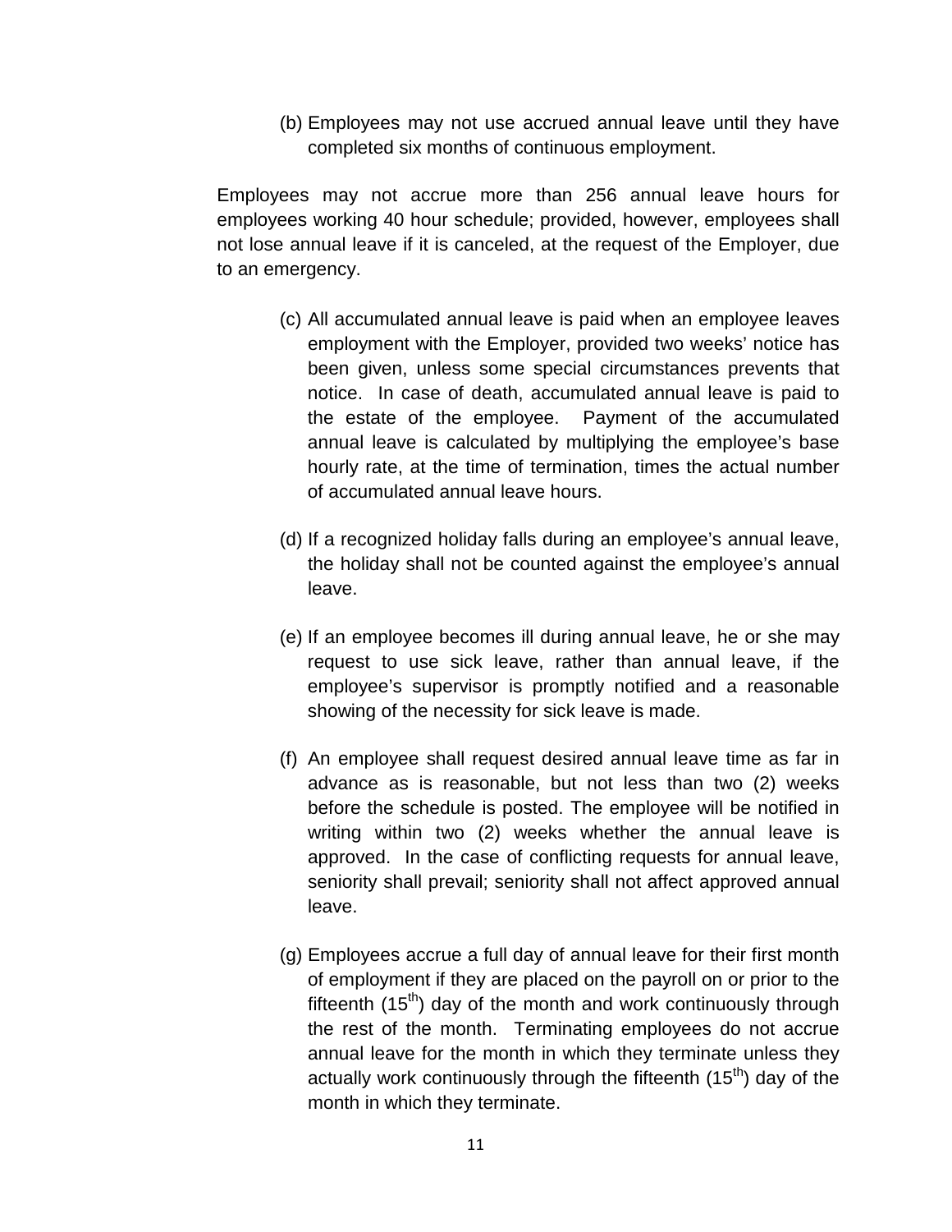(b) Employees may not use accrued annual leave until they have completed six months of continuous employment.

Employees may not accrue more than 256 annual leave hours for employees working 40 hour schedule; provided, however, employees shall not lose annual leave if it is canceled, at the request of the Employer, due to an emergency.

(c) All accumulated annual leave is paid when an employee leaves employment with the Employer, provided two weeks' notice has been given, unless some special circumstances prevents that notice. In case of death, accumulated annual leave is paid to the estate of the employee. Payment of the accumulated annual leave is calculated by multiplying the employee's base hourly rate, at the time of termination, times the actual number of accumulated annual leave hours.

(d) If a recognized holiday falls during an employee's annual leave, the holiday shall not be counted against the employee's annual leave.

(e) If an employee becomes ill during annual leave, he or she may request to use sick leave, rather than annual leave, if the employee's supervisor is promptly notified and a reasonable showing of the necessity for sick leave is made.

(f) An employee shall request desired annual leave time as far in advance as is reasonable, but not less than two (2) weeks before the schedule is posted. The employee will be notified in writing within two (2) weeks whether the annual leave is approved. In the case of conflicting requests for annual leave, seniority shall prevail; seniority shall not affect approved annual leave.

(g) Employees accrue a full day of annual leave for their first month of employment if they are placed on the payroll on or prior to the fifteenth (15th) day of the month and work continuously through the rest of the month. Terminating employees do not accrue annual leave for the month in which they terminate unless they actually work continuously through the fifteenth (15th) day of the month in which they terminate.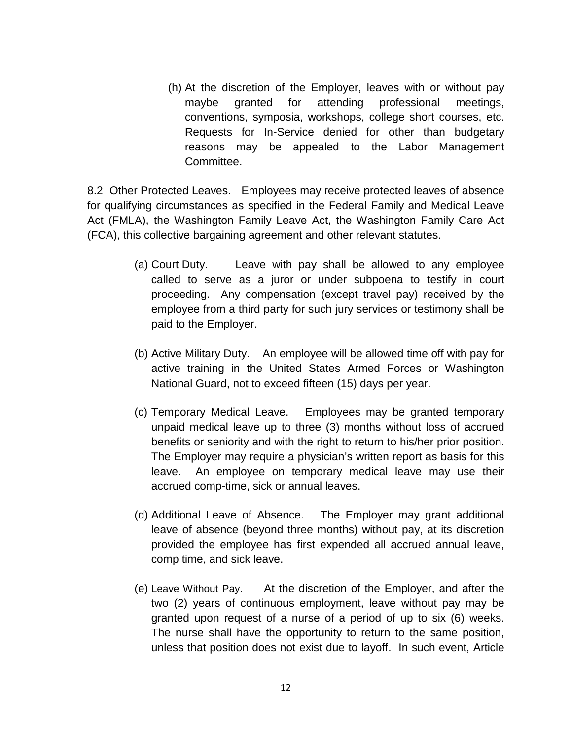(h) At the discretion of the Employer, leaves with or without pay maybe granted for attending professional meetings, conventions, symposia, workshops, college short courses, etc. Requests for In-Service denied for other than budgetary reasons may be appealed to the Labor Management Committee.

8.2 Other Protected Leaves. Employees may receive protected leaves of absence for qualifying circumstances as specified in the Federal Family and Medical Leave Act (FMLA), the Washington Family Leave Act, the Washington Family Care Act (FCA), this collective bargaining agreement and other relevant statutes.

(a) Court Duty. Leave with pay shall be allowed to any employee called to serve as a juror or under subpoena to testify in court proceeding. Any compensation (except travel pay) received by the employee from a third party for such jury services or testimony shall be paid to the Employer.

(b) Active Military Duty. An employee will be allowed time off with pay for active training in the United States Armed Forces or Washington National Guard, not to exceed fifteen (15) days per year.

(c) Temporary Medical Leave. Employees may be granted temporary unpaid medical leave up to three (3) months without loss of accrued benefits or seniority and with the right to return to his/her prior position. The Employer may require a physician's written report as basis for this leave. An employee on temporary medical leave may use their accrued comp-time, sick or annual leaves.

(d) Additional Leave of Absence. The Employer may grant additional leave of absence (beyond three months) without pay, at its discretion provided the employee has first expended all accrued annual leave, comp time, and sick leave.

(e) Leave Without Pay. At the discretion of the Employer, and after the two (2) years of continuous employment, leave without pay may be granted upon request of a nurse of a period of up to six (6) weeks. The nurse shall have the opportunity to return to the same position, unless that position does not exist due to layoff. In such event, Article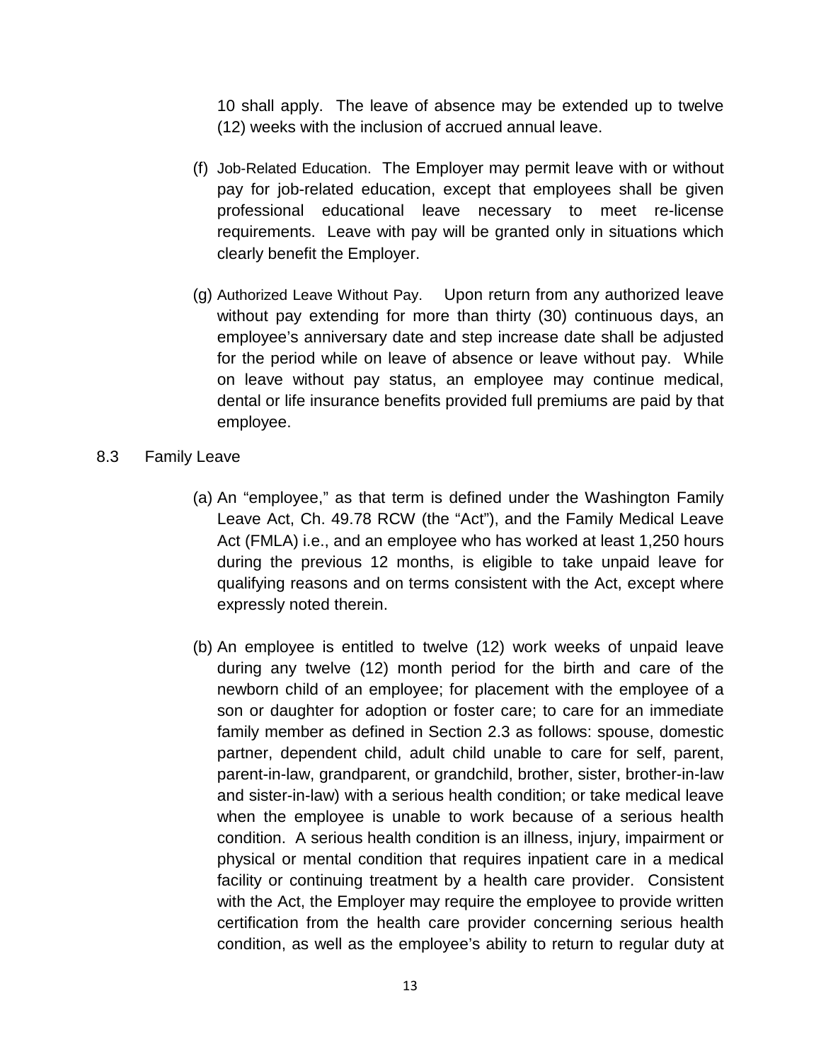10 shall apply. The leave of absence may be extended up to twelve (12) weeks with the inclusion of accrued annual leave.

(f) Job-Related Education. The Employer may permit leave with or without pay for job-related education, except that employees shall be given professional educational leave necessary to meet re-license requirements. Leave with pay will be granted only in situations which clearly benefit the Employer.

(g) Authorized Leave Without Pay. Upon return from any authorized leave without pay extending for more than thirty (30) continuous days, an employee's anniversary date and step increase date shall be adjusted for the period while on leave of absence or leave without pay. While on leave without pay status, an employee may continue medical, dental or life insurance benefits provided full premiums are paid by that employee.

8.3 Family Leave

(a) An "employee," as that term is defined under the Washington Family Leave Act, Ch. 49.78 RCW (the "Act"), and the Family Medical Leave Act (FMLA) i.e., and an employee who has worked at least 1,250 hours during the previous 12 months, is eligible to take unpaid leave for qualifying reasons and on terms consistent with the Act, except where expressly noted therein.

(b) An employee is entitled to twelve (12) work weeks of unpaid leave during any twelve (12) month period for the birth and care of the newborn child of an employee; for placement with the employee of a son or daughter for adoption or foster care; to care for an immediate family member as defined in Section 2.3 as follows: spouse, domestic partner, dependent child, adult child unable to care for self, parent, parent-in-law, grandparent, or grandchild, brother, sister, brother-in-law and sister-in-law) with a serious health condition; or take medical leave when the employee is unable to work because of a serious health condition. A serious health condition is an illness, injury, impairment or physical or mental condition that requires inpatient care in a medical facility or continuing treatment by a health care provider. Consistent with the Act, the Employer may require the employee to provide written certification from the health care provider concerning serious health condition, as well as the employee's ability to return to regular duty at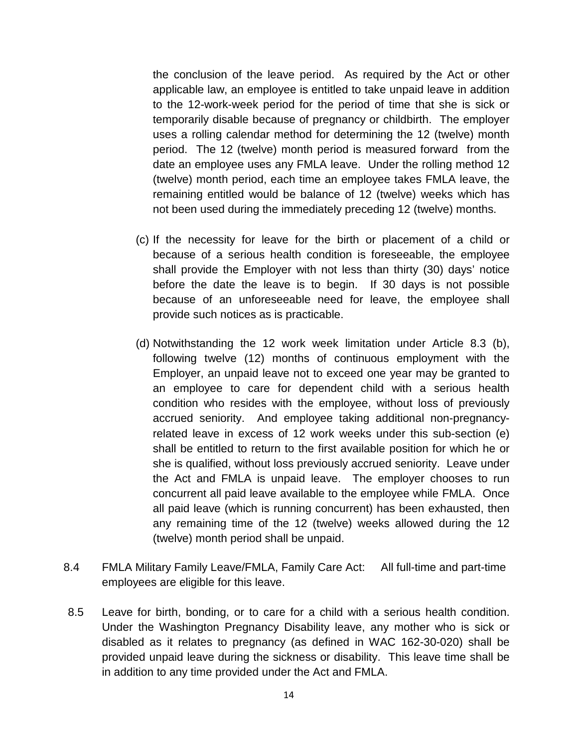the conclusion of the leave period. As required by the Act or other applicable law, an employee is entitled to take unpaid leave in addition to the 12-work-week period for the period of time that she is sick or temporarily disable because of pregnancy or childbirth. The employer uses a rolling calendar method for determining the 12 (twelve) month period. The 12 (twelve) month period is measured forward from the date an employee uses any FMLA leave. Under the rolling method 12 (twelve) month period, each time an employee takes FMLA leave, the remaining entitled would be balance of 12 (twelve) weeks which has not been used during the immediately preceding 12 (twelve) months.

(c) If the necessity for leave for the birth or placement of a child or because of a serious health condition is foreseeable, the employee shall provide the Employer with not less than thirty (30) days' notice before the date the leave is to begin. If 30 days is not possible because of an unforeseeable need for leave, the employee shall provide such notices as is practicable.

(d) Notwithstanding the 12 work week limitation under Article 8.3 (b), following twelve (12) months of continuous employment with the Employer, an unpaid leave not to exceed one year may be granted to an employee to care for dependent child with a serious health condition who resides with the employee, without loss of previously accrued seniority. And employee taking additional non-pregnancy-related leave in excess of 12 work weeks under this sub-section (e) shall be entitled to return to the first available position for which he or she is qualified, without loss previously accrued seniority. Leave under the Act and FMLA is unpaid leave. The employer chooses to run concurrent all paid leave available to the employee while FMLA. Once all paid leave (which is running concurrent) has been exhausted, then any remaining time of the 12 (twelve) weeks allowed during the 12 (twelve) month period shall be unpaid.

8.4 FMLA Military Family Leave/FMLA, Family Care Act: All full-time and part-time employees are eligible for this leave.

8.5 Leave for birth, bonding, or to care for a child with a serious health condition. Under the Washington Pregnancy Disability leave, any mother who is sick or disabled as it relates to pregnancy (as defined in WAC 162-30-020) shall be provided unpaid leave during the sickness or disability. This leave time shall be in addition to any time provided under the Act and FMLA.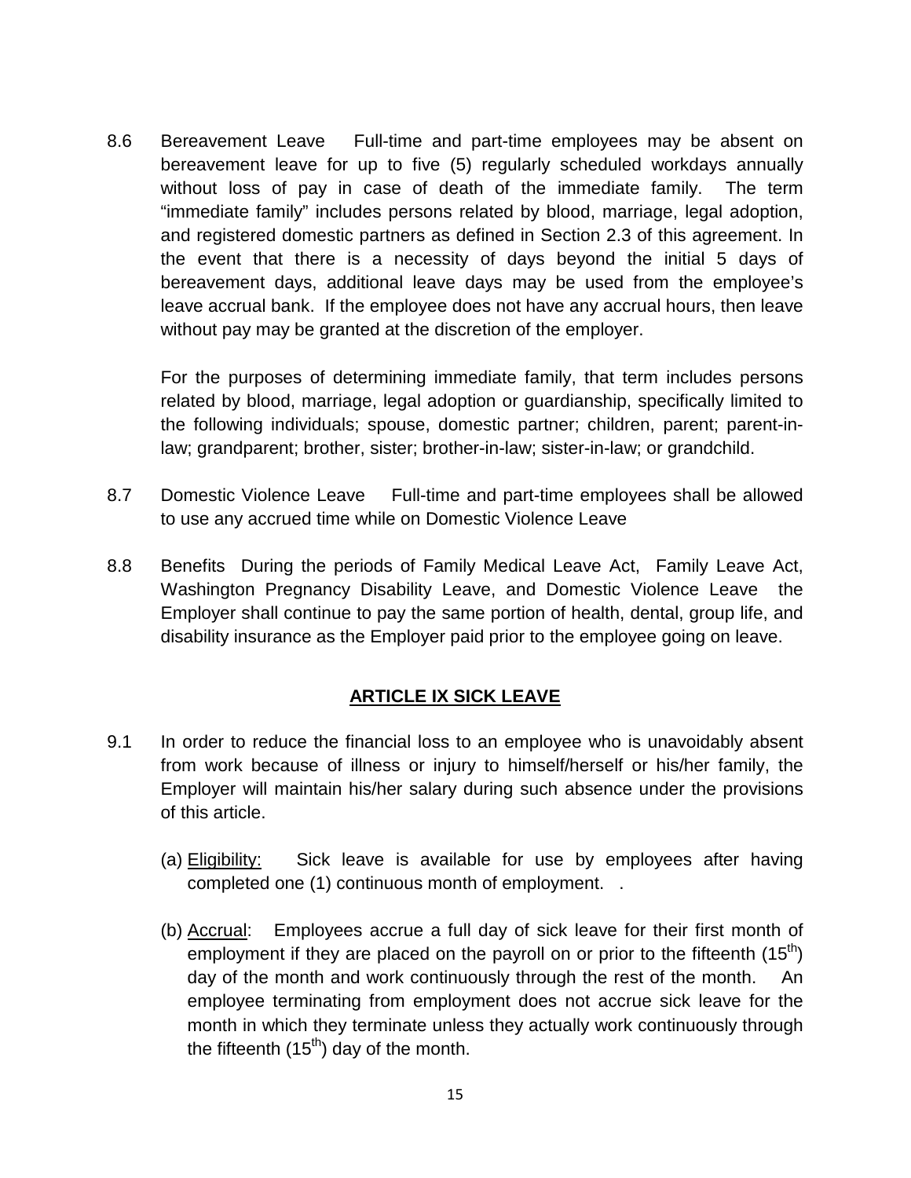8.6 Bereavement Leave Full-time and part-time employees may be absent on bereavement leave for up to five (5) regularly scheduled workdays annually without loss of pay in case of death of the immediate family. The term "immediate family" includes persons related by blood, marriage, legal adoption, and registered domestic partners as defined in Section 2.3 of this agreement. In the event that there is a necessity of days beyond the initial 5 days of bereavement days, additional leave days may be used from the employee's leave accrual bank. If the employee does not have any accrual hours, then leave without pay may be granted at the discretion of the employer.

For the purposes of determining immediate family, that term includes persons related by blood, marriage, legal adoption or guardianship, specifically limited to the following individuals; spouse, domestic partner; children, parent; parent-in-law; grandparent; brother, sister; brother-in-law; sister-in-law; or grandchild.

8.7 Domestic Violence Leave Full-time and part-time employees shall be allowed to use any accrued time while on Domestic Violence Leave

8.8 Benefits During the periods of Family Medical Leave Act, Family Leave Act, Washington Pregnancy Disability Leave, and Domestic Violence Leave the Employer shall continue to pay the same portion of health, dental, group life, and disability insurance as the Employer paid prior to the employee going on leave.

## ARTICLE IX SICK LEAVE

9.1 In order to reduce the financial loss to an employee who is unavoidably absent from work because of illness or injury to himself/herself or his/her family, the Employer will maintain his/her salary during such absence under the provisions of this article.

(a) Eligibility: Sick leave is available for use by employees after having completed one (1) continuous month of employment. .

(b) Accrual: Employees accrue a full day of sick leave for their first month of employment if they are placed on the payroll on or prior to the fifteenth (15th) day of the month and work continuously through the rest of the month. An employee terminating from employment does not accrue sick leave for the month in which they terminate unless they actually work continuously through the fifteenth (15th) day of the month.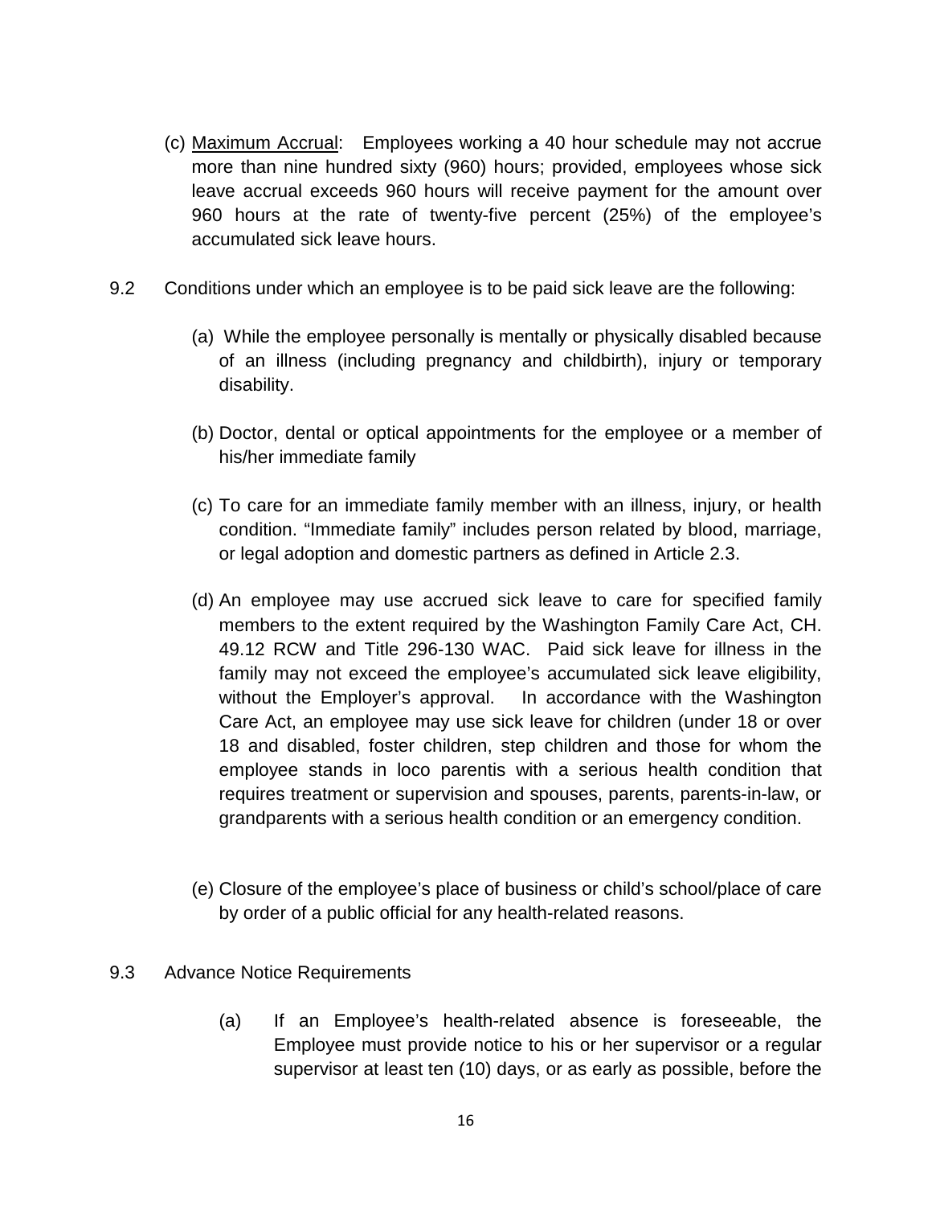(c) Maximum Accrual: Employees working a 40 hour schedule may not accrue more than nine hundred sixty (960) hours; provided, employees whose sick leave accrual exceeds 960 hours will receive payment for the amount over 960 hours at the rate of twenty-five percent (25%) of the employee's accumulated sick leave hours.

9.2 Conditions under which an employee is to be paid sick leave are the following:

(a) While the employee personally is mentally or physically disabled because of an illness (including pregnancy and childbirth), injury or temporary disability.

(b) Doctor, dental or optical appointments for the employee or a member of his/her immediate family

(c) To care for an immediate family member with an illness, injury, or health condition. "Immediate family" includes person related by blood, marriage, or legal adoption and domestic partners as defined in Article 2.3.

(d) An employee may use accrued sick leave to care for specified family members to the extent required by the Washington Family Care Act, CH. 49.12 RCW and Title 296-130 WAC. Paid sick leave for illness in the family may not exceed the employee's accumulated sick leave eligibility, without the Employer's approval. In accordance with the Washington Care Act, an employee may use sick leave for children (under 18 or over 18 and disabled, foster children, step children and those for whom the employee stands in loco parentis with a serious health condition that requires treatment or supervision and spouses, parents, parents-in-law, or grandparents with a serious health condition or an emergency condition.

(e) Closure of the employee's place of business or child's school/place of care by order of a public official for any health-related reasons.

9.3 Advance Notice Requirements

(a) If an Employee's health-related absence is foreseeable, the Employee must provide notice to his or her supervisor or a regular supervisor at least ten (10) days, or as early as possible, before the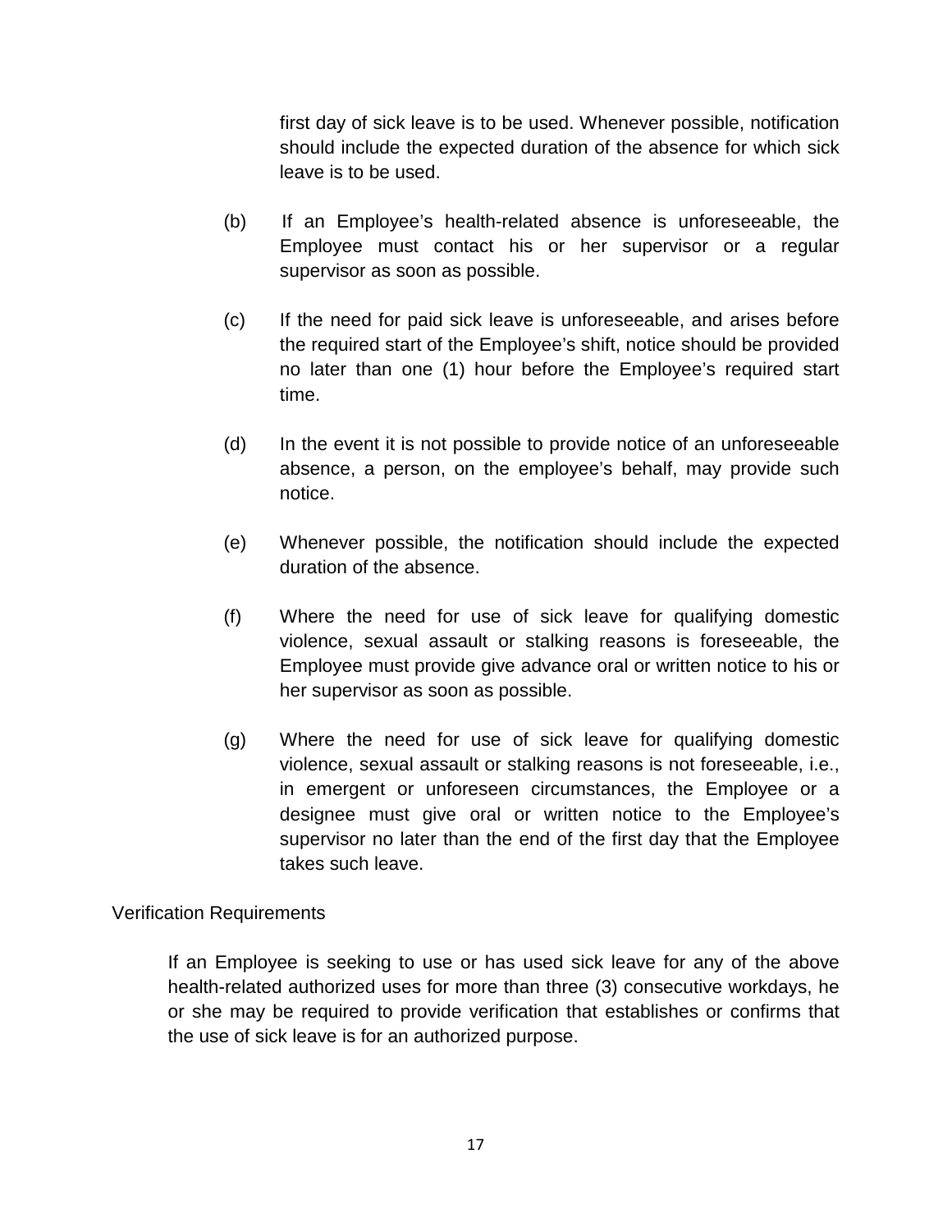first day of sick leave is to be used. Whenever possible, notification should include the expected duration of the absence for which sick leave is to be used.

(b) If an Employee's health-related absence is unforeseeable, the Employee must contact his or her supervisor or a regular supervisor as soon as possible.

(c) If the need for paid sick leave is unforeseeable, and arises before the required start of the Employee's shift, notice should be provided no later than one (1) hour before the Employee's required start time.

(d) In the event it is not possible to provide notice of an unforeseeable absence, a person, on the employee's behalf, may provide such notice.

(e) Whenever possible, the notification should include the expected duration of the absence.

(f) Where the need for use of sick leave for qualifying domestic violence, sexual assault or stalking reasons is foreseeable, the Employee must provide give advance oral or written notice to his or her supervisor as soon as possible.

(g) Where the need for use of sick leave for qualifying domestic violence, sexual assault or stalking reasons is not foreseeable, i.e., in emergent or unforeseen circumstances, the Employee or a designee must give oral or written notice to the Employee's supervisor no later than the end of the first day that the Employee takes such leave.

Verification Requirements

If an Employee is seeking to use or has used sick leave for any of the above health-related authorized uses for more than three (3) consecutive workdays, he or she may be required to provide verification that establishes or confirms that the use of sick leave is for an authorized purpose.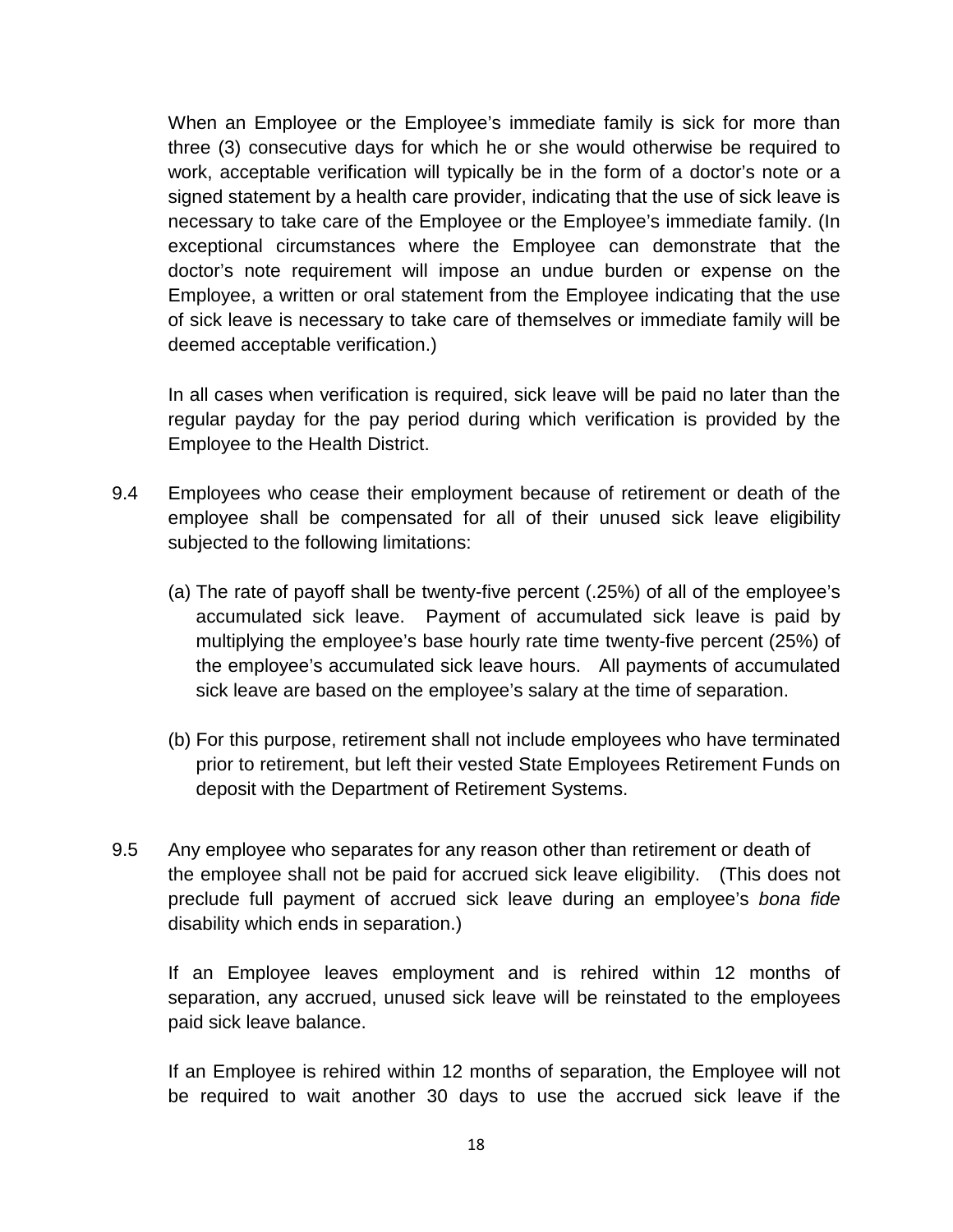When an Employee or the Employee's immediate family is sick for more than three (3) consecutive days for which he or she would otherwise be required to work, acceptable verification will typically be in the form of a doctor's note or a signed statement by a health care provider, indicating that the use of sick leave is necessary to take care of the Employee or the Employee's immediate family. (In exceptional circumstances where the Employee can demonstrate that the doctor's note requirement will impose an undue burden or expense on the Employee, a written or oral statement from the Employee indicating that the use of sick leave is necessary to take care of themselves or immediate family will be deemed acceptable verification.)

In all cases when verification is required, sick leave will be paid no later than the regular payday for the pay period during which verification is provided by the Employee to the Health District.

9.4 Employees who cease their employment because of retirement or death of the employee shall be compensated for all of their unused sick leave eligibility subjected to the following limitations:

(a) The rate of payoff shall be twenty-five percent (.25%) of all of the employee's accumulated sick leave. Payment of accumulated sick leave is paid by multiplying the employee's base hourly rate time twenty-five percent (25%) of the employee's accumulated sick leave hours. All payments of accumulated sick leave are based on the employee's salary at the time of separation.

(b) For this purpose, retirement shall not include employees who have terminated prior to retirement, but left their vested State Employees Retirement Funds on deposit with the Department of Retirement Systems.

9.5 Any employee who separates for any reason other than retirement or death of the employee shall not be paid for accrued sick leave eligibility. (This does not preclude full payment of accrued sick leave during an employee's *bona fide* disability which ends in separation.)

If an Employee leaves employment and is rehired within 12 months of separation, any accrued, unused sick leave will be reinstated to the employees paid sick leave balance.

If an Employee is rehired within 12 months of separation, the Employee will not be required to wait another 30 days to use the accrued sick leave if the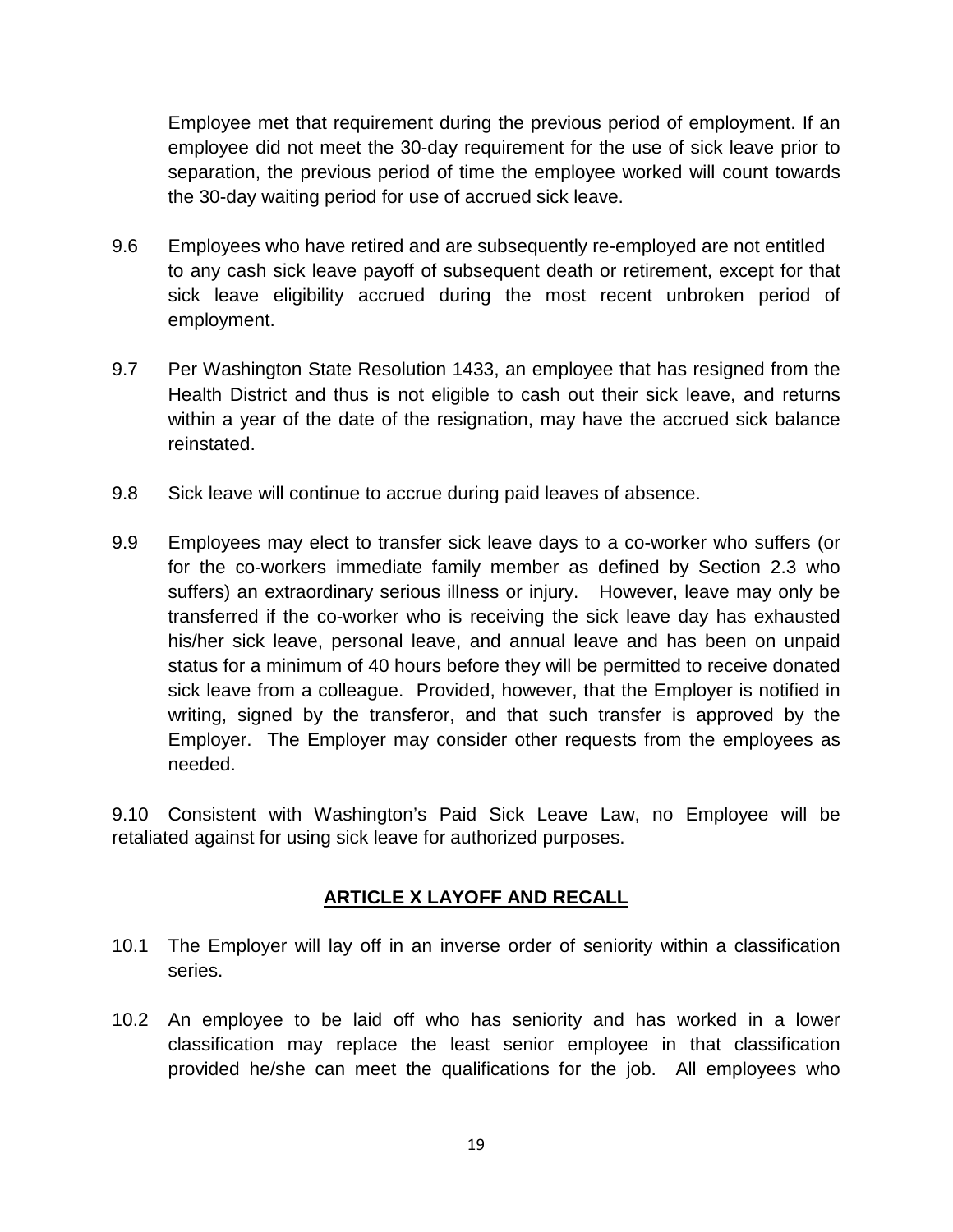Employee met that requirement during the previous period of employment. If an employee did not meet the 30-day requirement for the use of sick leave prior to separation, the previous period of time the employee worked will count towards the 30-day waiting period for use of accrued sick leave.

9.6 Employees who have retired and are subsequently re-employed are not entitled to any cash sick leave payoff of subsequent death or retirement, except for that sick leave eligibility accrued during the most recent unbroken period of employment.

9.7 Per Washington State Resolution 1433, an employee that has resigned from the Health District and thus is not eligible to cash out their sick leave, and returns within a year of the date of the resignation, may have the accrued sick balance reinstated.

9.8 Sick leave will continue to accrue during paid leaves of absence.

9.9 Employees may elect to transfer sick leave days to a co-worker who suffers (or for the co-workers immediate family member as defined by Section 2.3 who suffers) an extraordinary serious illness or injury. However, leave may only be transferred if the co-worker who is receiving the sick leave day has exhausted his/her sick leave, personal leave, and annual leave and has been on unpaid status for a minimum of 40 hours before they will be permitted to receive donated sick leave from a colleague. Provided, however, that the Employer is notified in writing, signed by the transferor, and that such transfer is approved by the Employer. The Employer may consider other requests from the employees as needed.

9.10 Consistent with Washington's Paid Sick Leave Law, no Employee will be retaliated against for using sick leave for authorized purposes.

## ARTICLE X LAYOFF AND RECALL

10.1 The Employer will lay off in an inverse order of seniority within a classification series.

10.2 An employee to be laid off who has seniority and has worked in a lower classification may replace the least senior employee in that classification provided he/she can meet the qualifications for the job. All employees who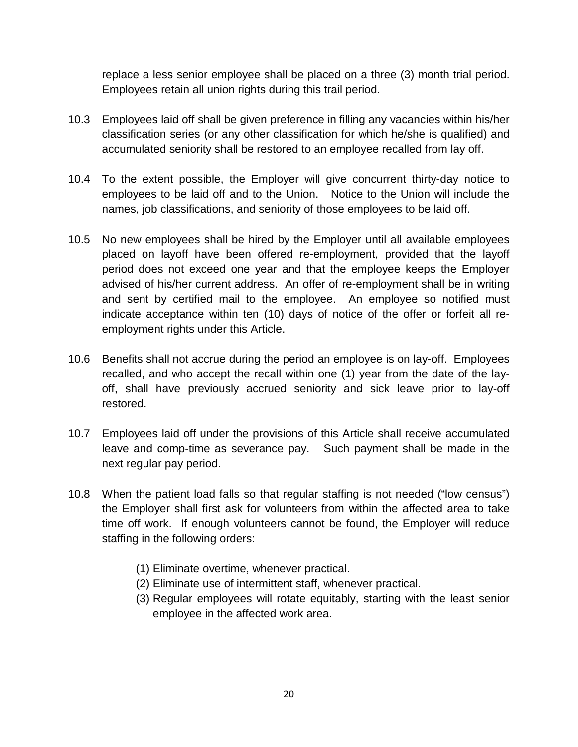replace a less senior employee shall be placed on a three (3) month trial period. Employees retain all union rights during this trail period.

10.3 Employees laid off shall be given preference in filling any vacancies within his/her classification series (or any other classification for which he/she is qualified) and accumulated seniority shall be restored to an employee recalled from lay off.

10.4 To the extent possible, the Employer will give concurrent thirty-day notice to employees to be laid off and to the Union. Notice to the Union will include the names, job classifications, and seniority of those employees to be laid off.

10.5 No new employees shall be hired by the Employer until all available employees placed on layoff have been offered re-employment, provided that the layoff period does not exceed one year and that the employee keeps the Employer advised of his/her current address. An offer of re-employment shall be in writing and sent by certified mail to the employee. An employee so notified must indicate acceptance within ten (10) days of notice of the offer or forfeit all re-employment rights under this Article.

10.6 Benefits shall not accrue during the period an employee is on lay-off. Employees recalled, and who accept the recall within one (1) year from the date of the lay-off, shall have previously accrued seniority and sick leave prior to lay-off restored.

10.7 Employees laid off under the provisions of this Article shall receive accumulated leave and comp-time as severance pay. Such payment shall be made in the next regular pay period.

10.8 When the patient load falls so that regular staffing is not needed ("low census") the Employer shall first ask for volunteers from within the affected area to take time off work. If enough volunteers cannot be found, the Employer will reduce staffing in the following orders:

(1) Eliminate overtime, whenever practical.
(2) Eliminate use of intermittent staff, whenever practical.
(3) Regular employees will rotate equitably, starting with the least senior employee in the affected work area.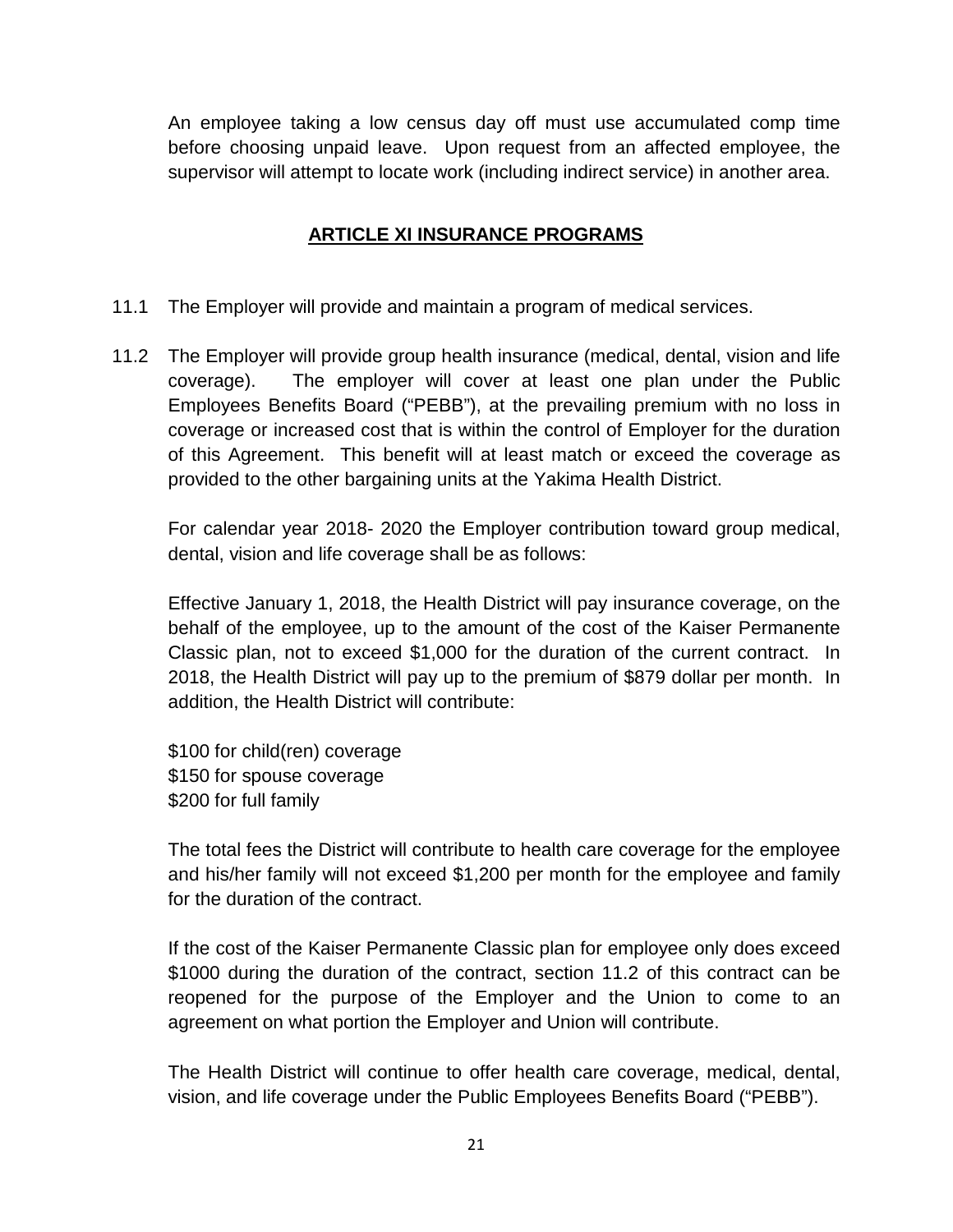An employee taking a low census day off must use accumulated comp time before choosing unpaid leave. Upon request from an affected employee, the supervisor will attempt to locate work (including indirect service) in another area.

## ARTICLE XI INSURANCE PROGRAMS

11.1 The Employer will provide and maintain a program of medical services.

11.2 The Employer will provide group health insurance (medical, dental, vision and life coverage). The employer will cover at least one plan under the Public Employees Benefits Board ("PEBB"), at the prevailing premium with no loss in coverage or increased cost that is within the control of Employer for the duration of this Agreement. This benefit will at least match or exceed the coverage as provided to the other bargaining units at the Yakima Health District.

For calendar year 2018- 2020 the Employer contribution toward group medical, dental, vision and life coverage shall be as follows:

Effective January 1, 2018, the Health District will pay insurance coverage, on the behalf of the employee, up to the amount of the cost of the Kaiser Permanente Classic plan, not to exceed $1,000 for the duration of the current contract. In 2018, the Health District will pay up to the premium of $879 dollar per month. In addition, the Health District will contribute:

$100 for child(ren) coverage
$150 for spouse coverage
$200 for full family

The total fees the District will contribute to health care coverage for the employee and his/her family will not exceed $1,200 per month for the employee and family for the duration of the contract.

If the cost of the Kaiser Permanente Classic plan for employee only does exceed $1000 during the duration of the contract, section 11.2 of this contract can be reopened for the purpose of the Employer and the Union to come to an agreement on what portion the Employer and Union will contribute.

The Health District will continue to offer health care coverage, medical, dental, vision, and life coverage under the Public Employees Benefits Board ("PEBB").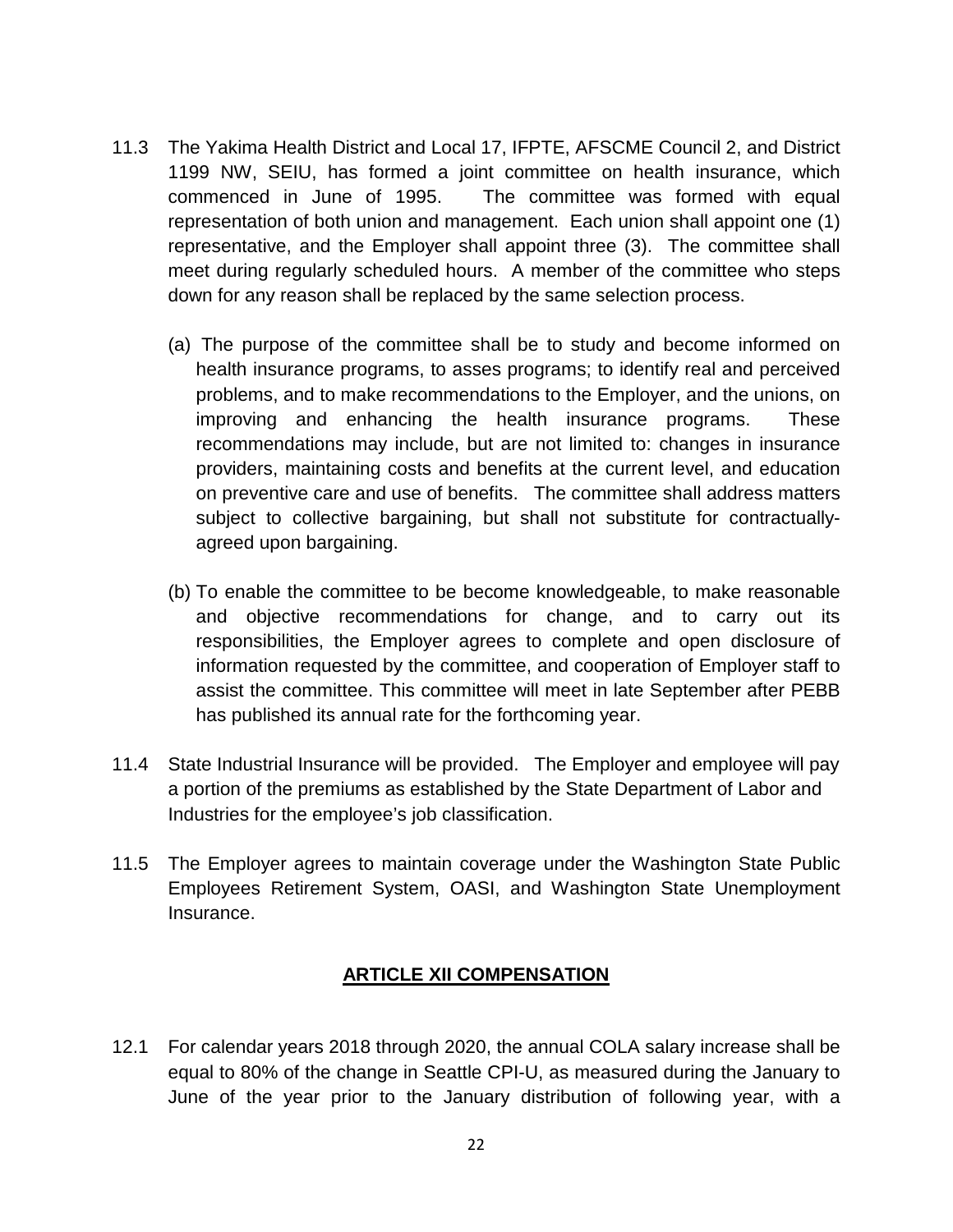11.3 The Yakima Health District and Local 17, IFPTE, AFSCME Council 2, and District 1199 NW, SEIU, has formed a joint committee on health insurance, which commenced in June of 1995. The committee was formed with equal representation of both union and management. Each union shall appoint one (1) representative, and the Employer shall appoint three (3). The committee shall meet during regularly scheduled hours. A member of the committee who steps down for any reason shall be replaced by the same selection process.

(a) The purpose of the committee shall be to study and become informed on health insurance programs, to asses programs; to identify real and perceived problems, and to make recommendations to the Employer, and the unions, on improving and enhancing the health insurance programs. These recommendations may include, but are not limited to: changes in insurance providers, maintaining costs and benefits at the current level, and education on preventive care and use of benefits. The committee shall address matters subject to collective bargaining, but shall not substitute for contractually-agreed upon bargaining.

(b) To enable the committee to be become knowledgeable, to make reasonable and objective recommendations for change, and to carry out its responsibilities, the Employer agrees to complete and open disclosure of information requested by the committee, and cooperation of Employer staff to assist the committee. This committee will meet in late September after PEBB has published its annual rate for the forthcoming year.

11.4 State Industrial Insurance will be provided. The Employer and employee will pay a portion of the premiums as established by the State Department of Labor and Industries for the employee's job classification.

11.5 The Employer agrees to maintain coverage under the Washington State Public Employees Retirement System, OASI, and Washington State Unemployment Insurance.

## ARTICLE XII COMPENSATION

12.1 For calendar years 2018 through 2020, the annual COLA salary increase shall be equal to 80% of the change in Seattle CPI-U, as measured during the January to June of the year prior to the January distribution of following year, with a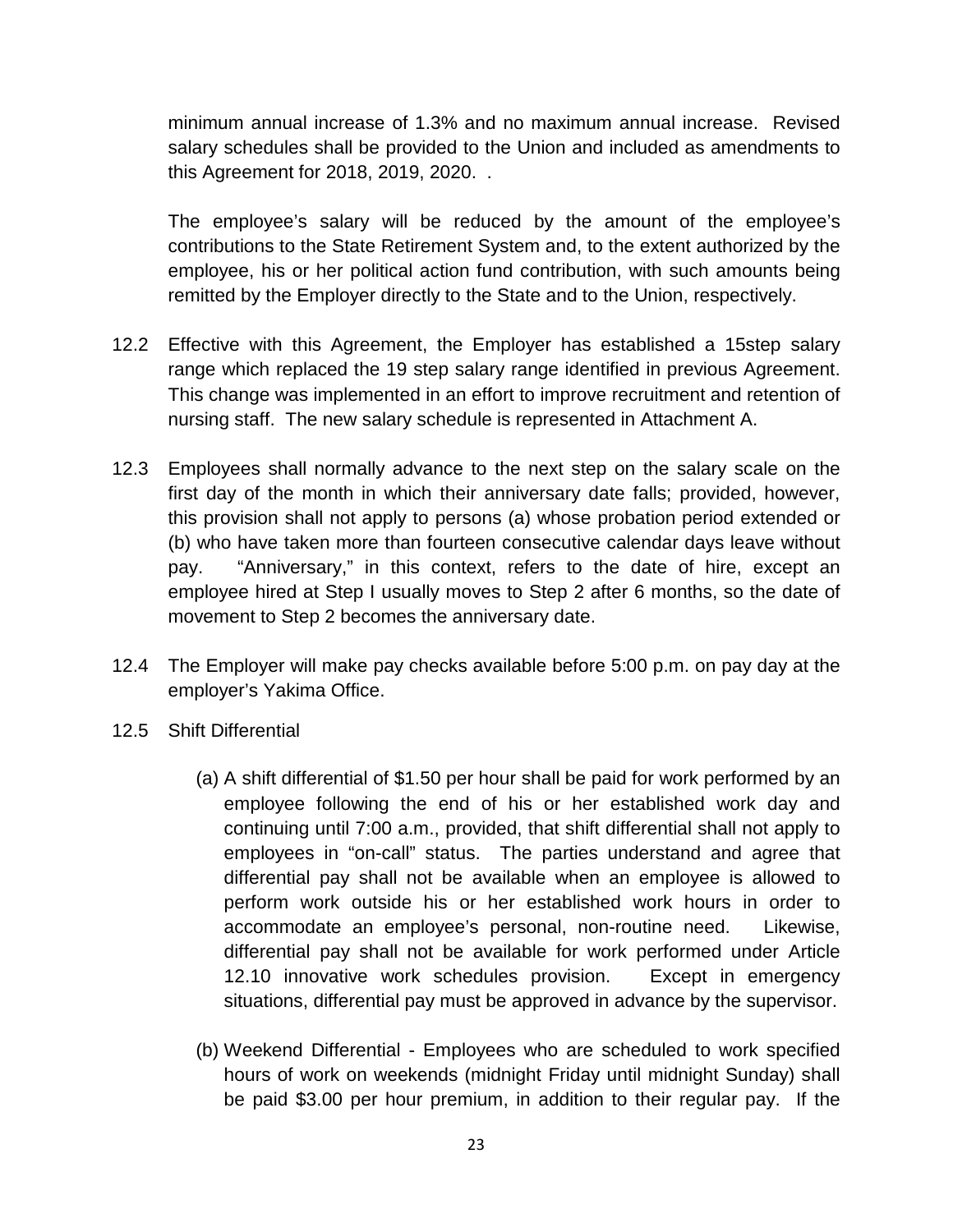minimum annual increase of 1.3% and no maximum annual increase. Revised salary schedules shall be provided to the Union and included as amendments to this Agreement for 2018, 2019, 2020. .

The employee's salary will be reduced by the amount of the employee's contributions to the State Retirement System and, to the extent authorized by the employee, his or her political action fund contribution, with such amounts being remitted by the Employer directly to the State and to the Union, respectively.

12.2 Effective with this Agreement, the Employer has established a 15step salary range which replaced the 19 step salary range identified in previous Agreement. This change was implemented in an effort to improve recruitment and retention of nursing staff. The new salary schedule is represented in Attachment A.

12.3 Employees shall normally advance to the next step on the salary scale on the first day of the month in which their anniversary date falls; provided, however, this provision shall not apply to persons (a) whose probation period extended or (b) who have taken more than fourteen consecutive calendar days leave without pay. "Anniversary," in this context, refers to the date of hire, except an employee hired at Step I usually moves to Step 2 after 6 months, so the date of movement to Step 2 becomes the anniversary date.

12.4 The Employer will make pay checks available before 5:00 p.m. on pay day at the employer's Yakima Office.

12.5 Shift Differential

(a) A shift differential of $1.50 per hour shall be paid for work performed by an employee following the end of his or her established work day and continuing until 7:00 a.m., provided, that shift differential shall not apply to employees in "on-call" status. The parties understand and agree that differential pay shall not be available when an employee is allowed to perform work outside his or her established work hours in order to accommodate an employee's personal, non-routine need. Likewise, differential pay shall not be available for work performed under Article 12.10 innovative work schedules provision. Except in emergency situations, differential pay must be approved in advance by the supervisor.

(b) Weekend Differential - Employees who are scheduled to work specified hours of work on weekends (midnight Friday until midnight Sunday) shall be paid $3.00 per hour premium, in addition to their regular pay. If the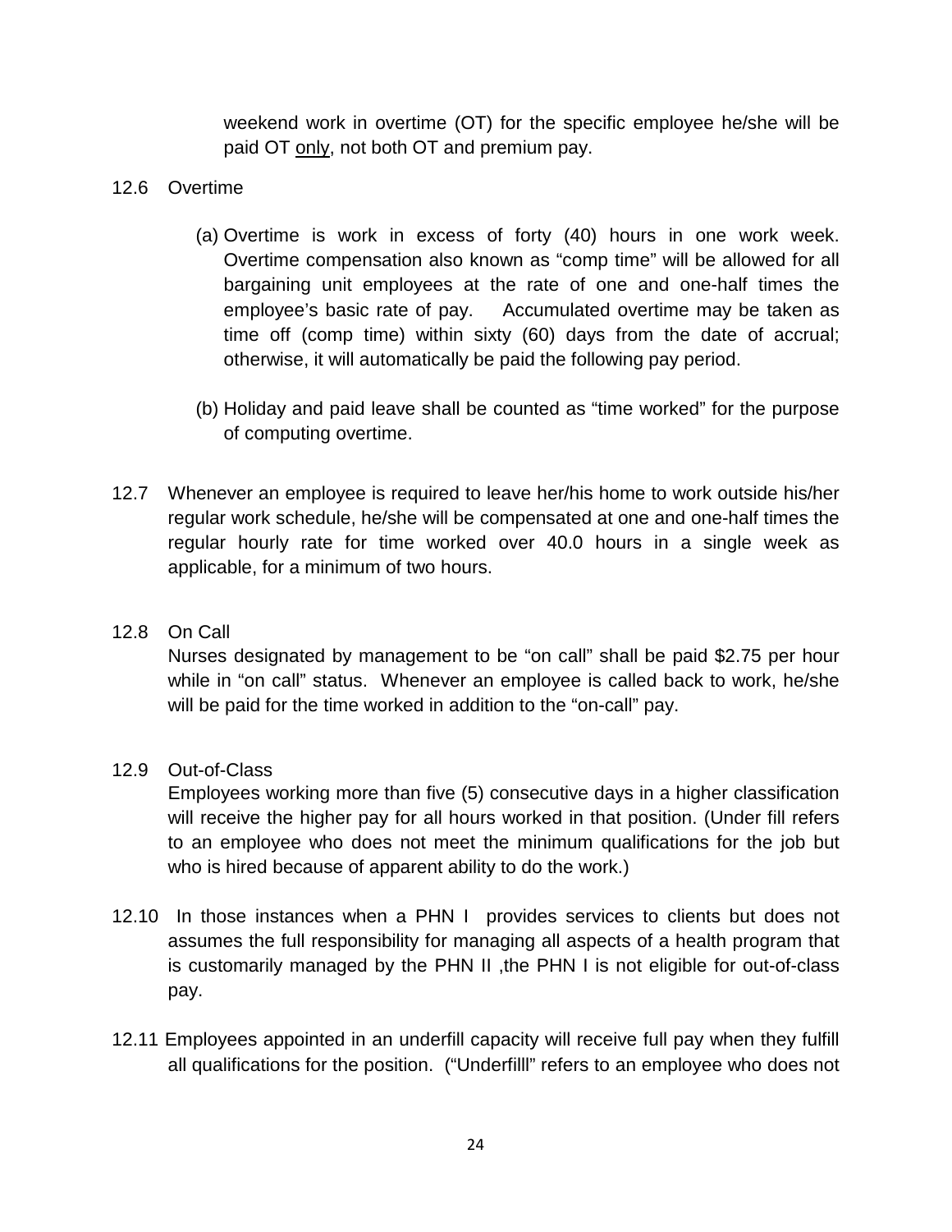weekend work in overtime (OT) for the specific employee he/she will be paid OT only, not both OT and premium pay.

12.6 Overtime

(a) Overtime is work in excess of forty (40) hours in one work week. Overtime compensation also known as "comp time" will be allowed for all bargaining unit employees at the rate of one and one-half times the employee's basic rate of pay. Accumulated overtime may be taken as time off (comp time) within sixty (60) days from the date of accrual; otherwise, it will automatically be paid the following pay period.

(b) Holiday and paid leave shall be counted as "time worked" for the purpose of computing overtime.

12.7 Whenever an employee is required to leave her/his home to work outside his/her regular work schedule, he/she will be compensated at one and one-half times the regular hourly rate for time worked over 40.0 hours in a single week as applicable, for a minimum of two hours.

12.8 On Call

Nurses designated by management to be "on call" shall be paid $2.75 per hour while in "on call" status. Whenever an employee is called back to work, he/she will be paid for the time worked in addition to the "on-call" pay.

12.9 Out-of-Class

Employees working more than five (5) consecutive days in a higher classification will receive the higher pay for all hours worked in that position. (Under fill refers to an employee who does not meet the minimum qualifications for the job but who is hired because of apparent ability to do the work.)

12.10 In those instances when a PHN I provides services to clients but does not assumes the full responsibility for managing all aspects of a health program that is customarily managed by the PHN II ,the PHN I is not eligible for out-of-class pay.

12.11 Employees appointed in an underfill capacity will receive full pay when they fulfill all qualifications for the position. ("Underfilll" refers to an employee who does not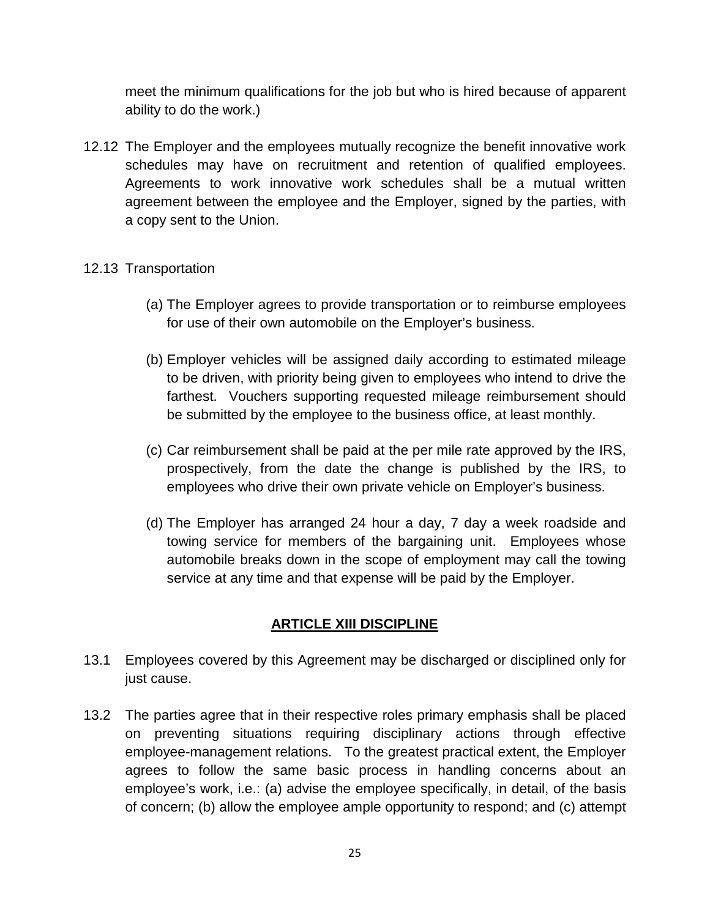meet the minimum qualifications for the job but who is hired because of apparent ability to do the work.)

12.12 The Employer and the employees mutually recognize the benefit innovative work schedules may have on recruitment and retention of qualified employees. Agreements to work innovative work schedules shall be a mutual written agreement between the employee and the Employer, signed by the parties, with a copy sent to the Union.

12.13 Transportation

(a) The Employer agrees to provide transportation or to reimburse employees for use of their own automobile on the Employer's business.

(b) Employer vehicles will be assigned daily according to estimated mileage to be driven, with priority being given to employees who intend to drive the farthest. Vouchers supporting requested mileage reimbursement should be submitted by the employee to the business office, at least monthly.

(c) Car reimbursement shall be paid at the per mile rate approved by the IRS, prospectively, from the date the change is published by the IRS, to employees who drive their own private vehicle on Employer's business.

(d) The Employer has arranged 24 hour a day, 7 day a week roadside and towing service for members of the bargaining unit. Employees whose automobile breaks down in the scope of employment may call the towing service at any time and that expense will be paid by the Employer.

## ARTICLE XIII DISCIPLINE

13.1 Employees covered by this Agreement may be discharged or disciplined only for just cause.

13.2 The parties agree that in their respective roles primary emphasis shall be placed on preventing situations requiring disciplinary actions through effective employee-management relations. To the greatest practical extent, the Employer agrees to follow the same basic process in handling concerns about an employee's work, i.e.: (a) advise the employee specifically, in detail, of the basis of concern; (b) allow the employee ample opportunity to respond; and (c) attempt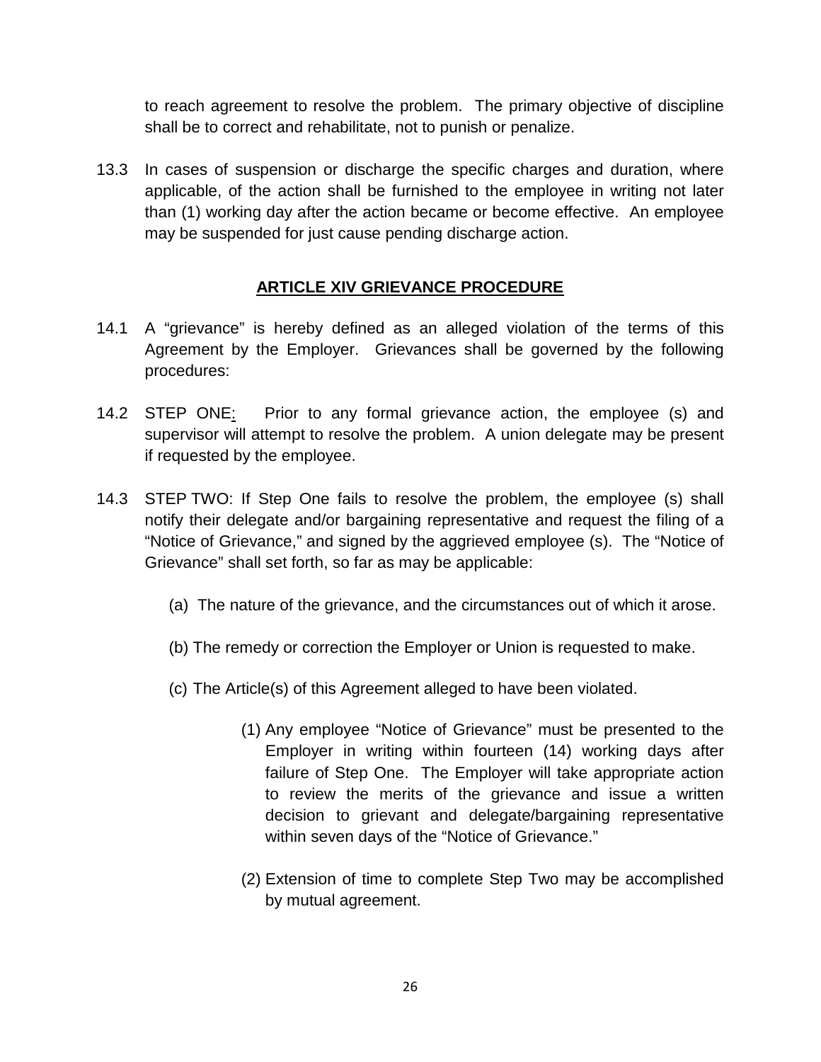to reach agreement to resolve the problem. The primary objective of discipline shall be to correct and rehabilitate, not to punish or penalize.

13.3 In cases of suspension or discharge the specific charges and duration, where applicable, of the action shall be furnished to the employee in writing not later than (1) working day after the action became or become effective. An employee may be suspended for just cause pending discharge action.

## ARTICLE XIV GRIEVANCE PROCEDURE

14.1 A "grievance" is hereby defined as an alleged violation of the terms of this Agreement by the Employer. Grievances shall be governed by the following procedures:

14.2 STEP ONE: Prior to any formal grievance action, the employee (s) and supervisor will attempt to resolve the problem. A union delegate may be present if requested by the employee.

14.3 STEP TWO: If Step One fails to resolve the problem, the employee (s) shall notify their delegate and/or bargaining representative and request the filing of a "Notice of Grievance," and signed by the aggrieved employee (s). The "Notice of Grievance" shall set forth, so far as may be applicable:

(a) The nature of the grievance, and the circumstances out of which it arose.

(b) The remedy or correction the Employer or Union is requested to make.

(c) The Article(s) of this Agreement alleged to have been violated.

(1) Any employee "Notice of Grievance" must be presented to the Employer in writing within fourteen (14) working days after failure of Step One. The Employer will take appropriate action to review the merits of the grievance and issue a written decision to grievant and delegate/bargaining representative within seven days of the "Notice of Grievance."

(2) Extension of time to complete Step Two may be accomplished by mutual agreement.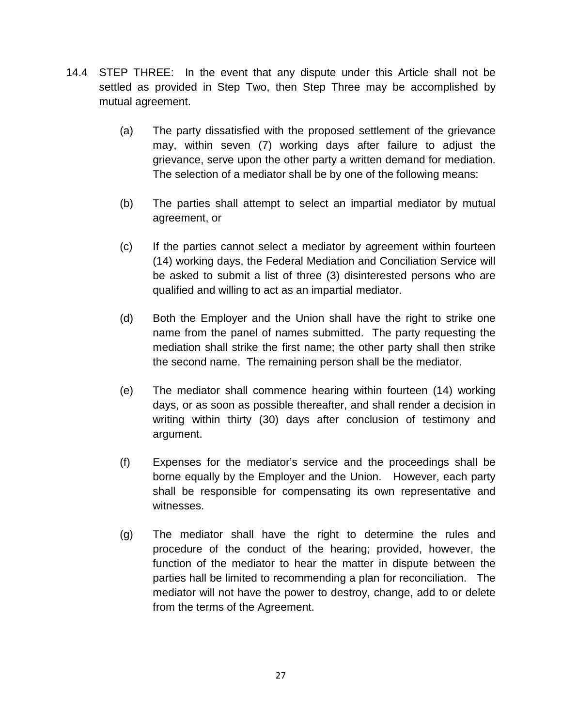14.4 STEP THREE: In the event that any dispute under this Article shall not be settled as provided in Step Two, then Step Three may be accomplished by mutual agreement.

(a) The party dissatisfied with the proposed settlement of the grievance may, within seven (7) working days after failure to adjust the grievance, serve upon the other party a written demand for mediation. The selection of a mediator shall be by one of the following means:

(b) The parties shall attempt to select an impartial mediator by mutual agreement, or

(c) If the parties cannot select a mediator by agreement within fourteen (14) working days, the Federal Mediation and Conciliation Service will be asked to submit a list of three (3) disinterested persons who are qualified and willing to act as an impartial mediator.

(d) Both the Employer and the Union shall have the right to strike one name from the panel of names submitted. The party requesting the mediation shall strike the first name; the other party shall then strike the second name. The remaining person shall be the mediator.

(e) The mediator shall commence hearing within fourteen (14) working days, or as soon as possible thereafter, and shall render a decision in writing within thirty (30) days after conclusion of testimony and argument.

(f) Expenses for the mediator's service and the proceedings shall be borne equally by the Employer and the Union. However, each party shall be responsible for compensating its own representative and witnesses.

(g) The mediator shall have the right to determine the rules and procedure of the conduct of the hearing; provided, however, the function of the mediator to hear the matter in dispute between the parties hall be limited to recommending a plan for reconciliation. The mediator will not have the power to destroy, change, add to or delete from the terms of the Agreement.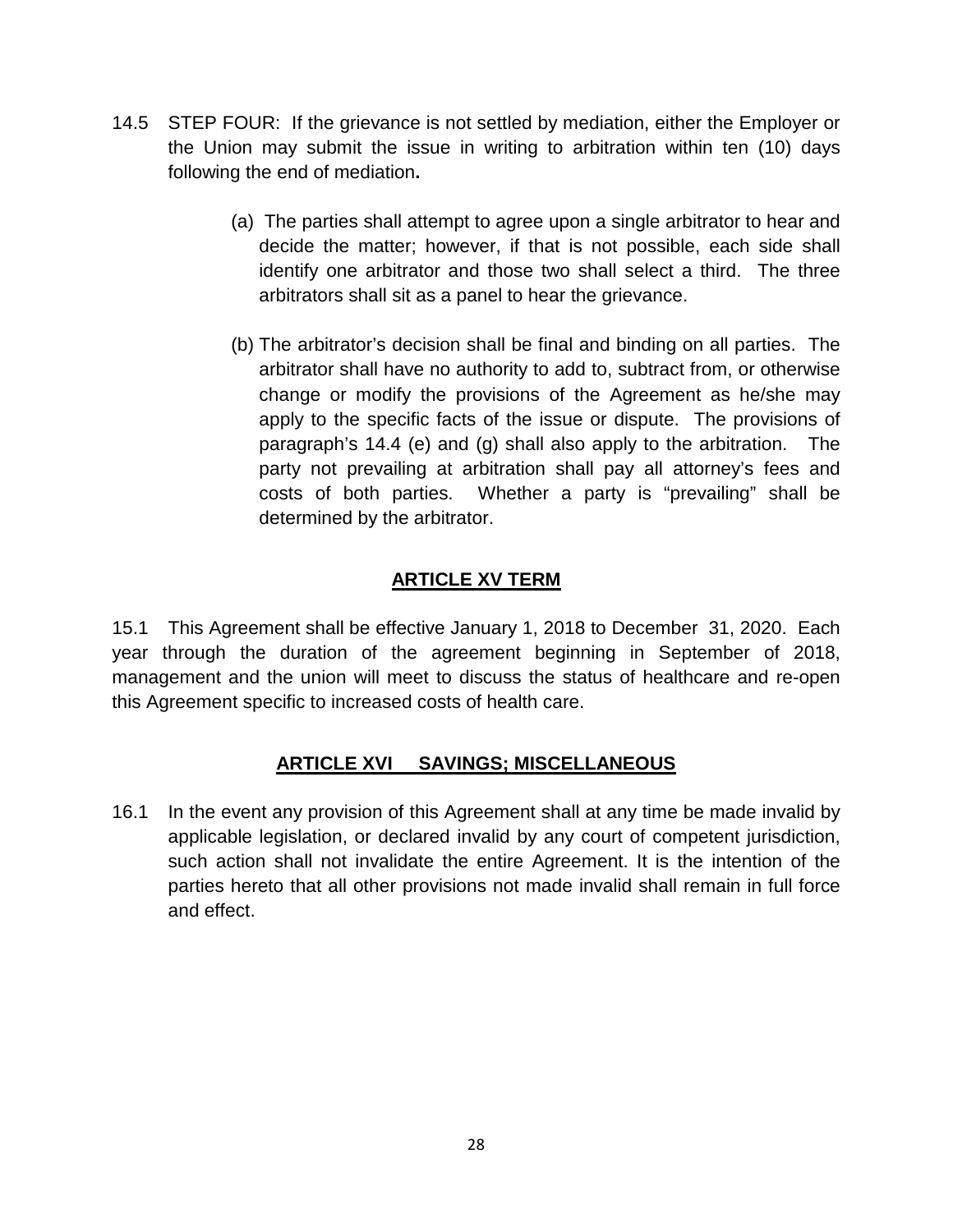14.5 STEP FOUR: If the grievance is not settled by mediation, either the Employer or the Union may submit the issue in writing to arbitration within ten (10) days following the end of mediation**.**

(a) The parties shall attempt to agree upon a single arbitrator to hear and decide the matter; however, if that is not possible, each side shall identify one arbitrator and those two shall select a third. The three arbitrators shall sit as a panel to hear the grievance.

(b) The arbitrator's decision shall be final and binding on all parties. The arbitrator shall have no authority to add to, subtract from, or otherwise change or modify the provisions of the Agreement as he/she may apply to the specific facts of the issue or dispute. The provisions of paragraph's 14.4 (e) and (g) shall also apply to the arbitration. The party not prevailing at arbitration shall pay all attorney's fees and costs of both parties. Whether a party is "prevailing" shall be determined by the arbitrator.

## ARTICLE XV TERM

15.1 This Agreement shall be effective January 1, 2018 to December 31, 2020. Each year through the duration of the agreement beginning in September of 2018, management and the union will meet to discuss the status of healthcare and re-open this Agreement specific to increased costs of health care.

## ARTICLE XVI SAVINGS; MISCELLANEOUS

16.1 In the event any provision of this Agreement shall at any time be made invalid by applicable legislation, or declared invalid by any court of competent jurisdiction, such action shall not invalidate the entire Agreement. It is the intention of the parties hereto that all other provisions not made invalid shall remain in full force and effect.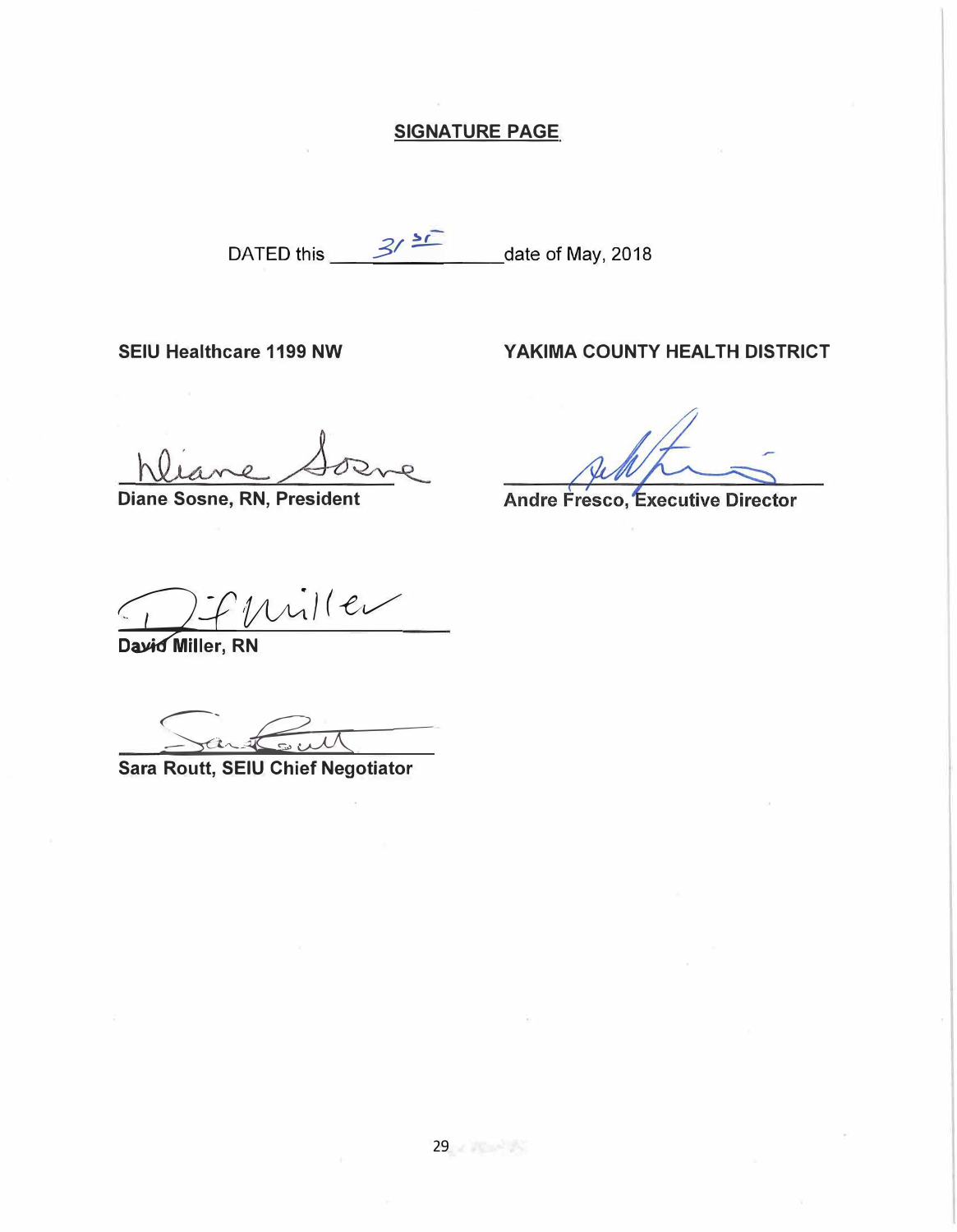## SIGNATURE PAGE

DATED this 31st date of May, 2018

**SEIU Healthcare 1199 NW**

Diane Sosne, RN, President

David Miller, RN

Sara Routt, SEIU Chief Negotiator

**YAKIMA COUNTY HEALTH DISTRICT**

Andre Fresco, Executive Director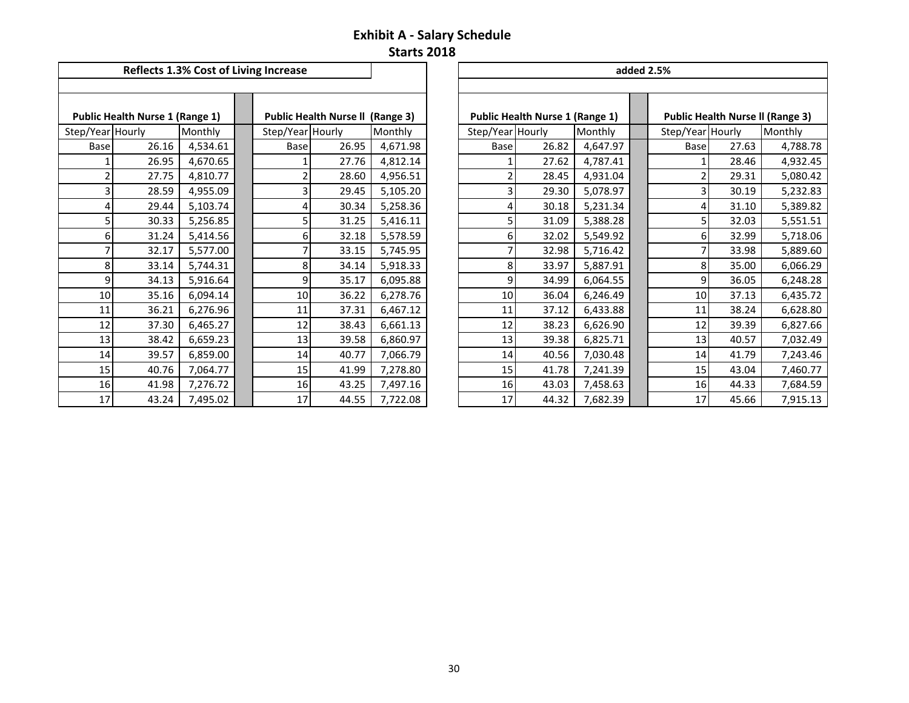# Exhibit A - Salary Schedule

## Starts 2018

| Reflects 1.3% Cost of Living Increase | | | | | | | added 2.5% | | | | | |
|---|---|---|---|---|---|---|---|---|---|---|---|---|
| Public Health Nurse 1 (Range 1) | | | | Public Health Nurse ll (Range 3) | | | Public Health Nurse 1 (Range 1) | | | Public Health Nurse ll (Range 3) | | |
| Step/Year | Hourly | Monthly | | Step/Year | Hourly | Monthly | Step/Year | Hourly | Monthly | Step/Year | Hourly | Monthly |
| Base | 26.16 | 4,534.61 | | Base | 26.95 | 4,671.98 | Base | 26.82 | 4,647.97 | Base | 27.63 | 4,788.78 |
| 1 | 26.95 | 4,670.65 | | 1 | 27.76 | 4,812.14 | 1 | 27.62 | 4,787.41 | 1 | 28.46 | 4,932.45 |
| 2 | 27.75 | 4,810.77 | | 2 | 28.60 | 4,956.51 | 2 | 28.45 | 4,931.04 | 2 | 29.31 | 5,080.42 |
| 3 | 28.59 | 4,955.09 | | 3 | 29.45 | 5,105.20 | 3 | 29.30 | 5,078.97 | 3 | 30.19 | 5,232.83 |
| 4 | 29.44 | 5,103.74 | | 4 | 30.34 | 5,258.36 | 4 | 30.18 | 5,231.34 | 4 | 31.10 | 5,389.82 |
| 5 | 30.33 | 5,256.85 | | 5 | 31.25 | 5,416.11 | 5 | 31.09 | 5,388.28 | 5 | 32.03 | 5,551.51 |
| 6 | 31.24 | 5,414.56 | | 6 | 32.18 | 5,578.59 | 6 | 32.02 | 5,549.92 | 6 | 32.99 | 5,718.06 |
| 7 | 32.17 | 5,577.00 | | 7 | 33.15 | 5,745.95 | 7 | 32.98 | 5,716.42 | 7 | 33.98 | 5,889.60 |
| 8 | 33.14 | 5,744.31 | | 8 | 34.14 | 5,918.33 | 8 | 33.97 | 5,887.91 | 8 | 35.00 | 6,066.29 |
| 9 | 34.13 | 5,916.64 | | 9 | 35.17 | 6,095.88 | 9 | 34.99 | 6,064.55 | 9 | 36.05 | 6,248.28 |
| 10 | 35.16 | 6,094.14 | | 10 | 36.22 | 6,278.76 | 10 | 36.04 | 6,246.49 | 10 | 37.13 | 6,435.72 |
| 11 | 36.21 | 6,276.96 | | 11 | 37.31 | 6,467.12 | 11 | 37.12 | 6,433.88 | 11 | 38.24 | 6,628.80 |
| 12 | 37.30 | 6,465.27 | | 12 | 38.43 | 6,661.13 | 12 | 38.23 | 6,626.90 | 12 | 39.39 | 6,827.66 |
| 13 | 38.42 | 6,659.23 | | 13 | 39.58 | 6,860.97 | 13 | 39.38 | 6,825.71 | 13 | 40.57 | 7,032.49 |
| 14 | 39.57 | 6,859.00 | | 14 | 40.77 | 7,066.79 | 14 | 40.56 | 7,030.48 | 14 | 41.79 | 7,243.46 |
| 15 | 40.76 | 7,064.77 | | 15 | 41.99 | 7,278.80 | 15 | 41.78 | 7,241.39 | 15 | 43.04 | 7,460.77 |
| 16 | 41.98 | 7,276.72 | | 16 | 43.25 | 7,497.16 | 16 | 43.03 | 7,458.63 | 16 | 44.33 | 7,684.59 |
| 17 | 43.24 | 7,495.02 | | 17 | 44.55 | 7,722.08 | 17 | 44.32 | 7,682.39 | 17 | 45.66 | 7,915.13 |